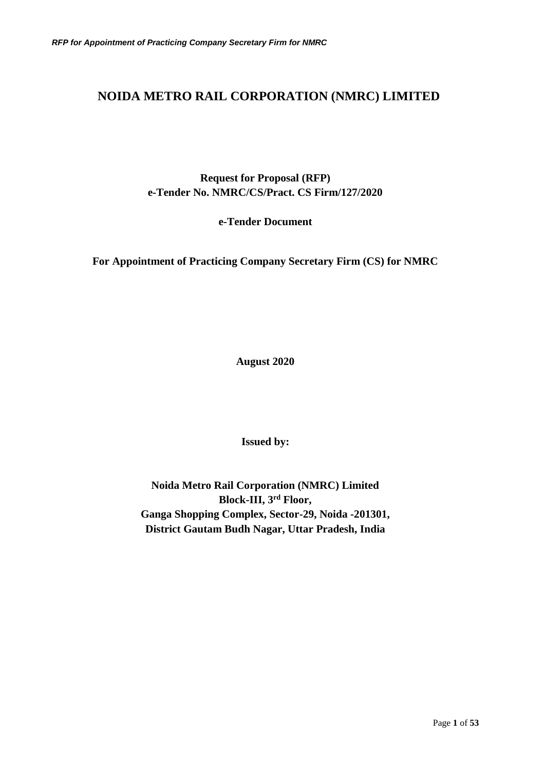# NOIDA METRO RAIL CORPORATION (NMRC) LIMITED

**Request for Proposal (RFP)**
**e-Tender No. NMRC/CS/Pract. CS Firm/127/2020**

**e-Tender Document**

**For Appointment of Practicing Company Secretary Firm (CS) for NMRC**

**August 2020**

**Issued by:**

**Noida Metro Rail Corporation (NMRC) Limited**
**Block-III, 3rd Floor,**
**Ganga Shopping Complex, Sector-29, Noida -201301,**
**District Gautam Budh Nagar, Uttar Pradesh, India**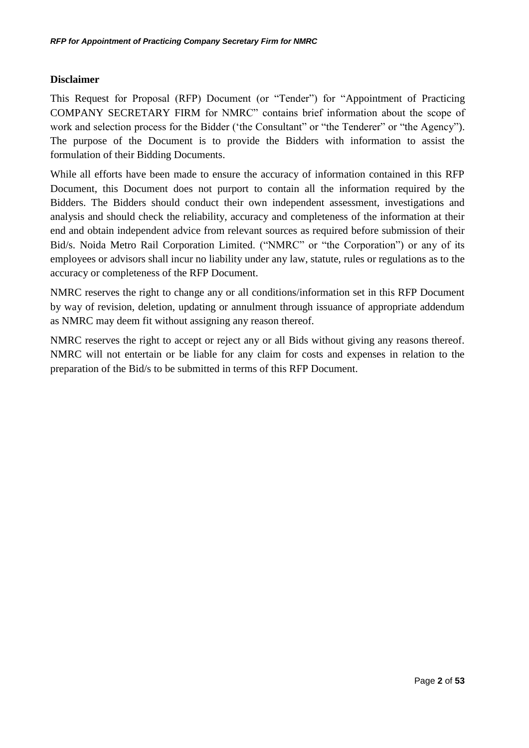## Disclaimer

This Request for Proposal (RFP) Document (or "Tender") for "Appointment of Practicing COMPANY SECRETARY FIRM for NMRC" contains brief information about the scope of work and selection process for the Bidder ('the Consultant" or "the Tenderer" or "the Agency"). The purpose of the Document is to provide the Bidders with information to assist the formulation of their Bidding Documents.

While all efforts have been made to ensure the accuracy of information contained in this RFP Document, this Document does not purport to contain all the information required by the Bidders. The Bidders should conduct their own independent assessment, investigations and analysis and should check the reliability, accuracy and completeness of the information at their end and obtain independent advice from relevant sources as required before submission of their Bid/s. Noida Metro Rail Corporation Limited. ("NMRC" or "the Corporation") or any of its employees or advisors shall incur no liability under any law, statute, rules or regulations as to the accuracy or completeness of the RFP Document.

NMRC reserves the right to change any or all conditions/information set in this RFP Document by way of revision, deletion, updating or annulment through issuance of appropriate addendum as NMRC may deem fit without assigning any reason thereof.

NMRC reserves the right to accept or reject any or all Bids without giving any reasons thereof. NMRC will not entertain or be liable for any claim for costs and expenses in relation to the preparation of the Bid/s to be submitted in terms of this RFP Document.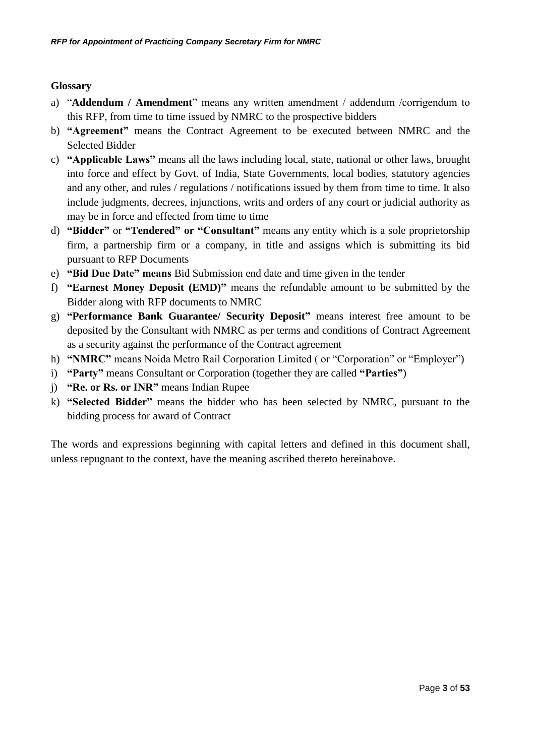## Glossary

a) "**Addendum / Amendment**" means any written amendment / addendum /corrigendum to this RFP, from time to time issued by NMRC to the prospective bidders
b) **"Agreement"** means the Contract Agreement to be executed between NMRC and the Selected Bidder
c) **"Applicable Laws"** means all the laws including local, state, national or other laws, brought into force and effect by Govt. of India, State Governments, local bodies, statutory agencies and any other, and rules / regulations / notifications issued by them from time to time. It also include judgments, decrees, injunctions, writs and orders of any court or judicial authority as may be in force and effected from time to time
d) **"Bidder"** or **"Tendered" or "Consultant"** means any entity which is a sole proprietorship firm, a partnership firm or a company, in title and assigns which is submitting its bid pursuant to RFP Documents
e) **"Bid Due Date" means** Bid Submission end date and time given in the tender
f) **"Earnest Money Deposit (EMD)"** means the refundable amount to be submitted by the Bidder along with RFP documents to NMRC
g) **"Performance Bank Guarantee/ Security Deposit"** means interest free amount to be deposited by the Consultant with NMRC as per terms and conditions of Contract Agreement as a security against the performance of the Contract agreement
h) **"NMRC"** means Noida Metro Rail Corporation Limited ( or "Corporation" or "Employer")
i) **"Party"** means Consultant or Corporation (together they are called **"Parties"**)
j) **"Re. or Rs. or INR"** means Indian Rupee
k) **"Selected Bidder"** means the bidder who has been selected by NMRC, pursuant to the bidding process for award of Contract

The words and expressions beginning with capital letters and defined in this document shall, unless repugnant to the context, have the meaning ascribed thereto hereinabove.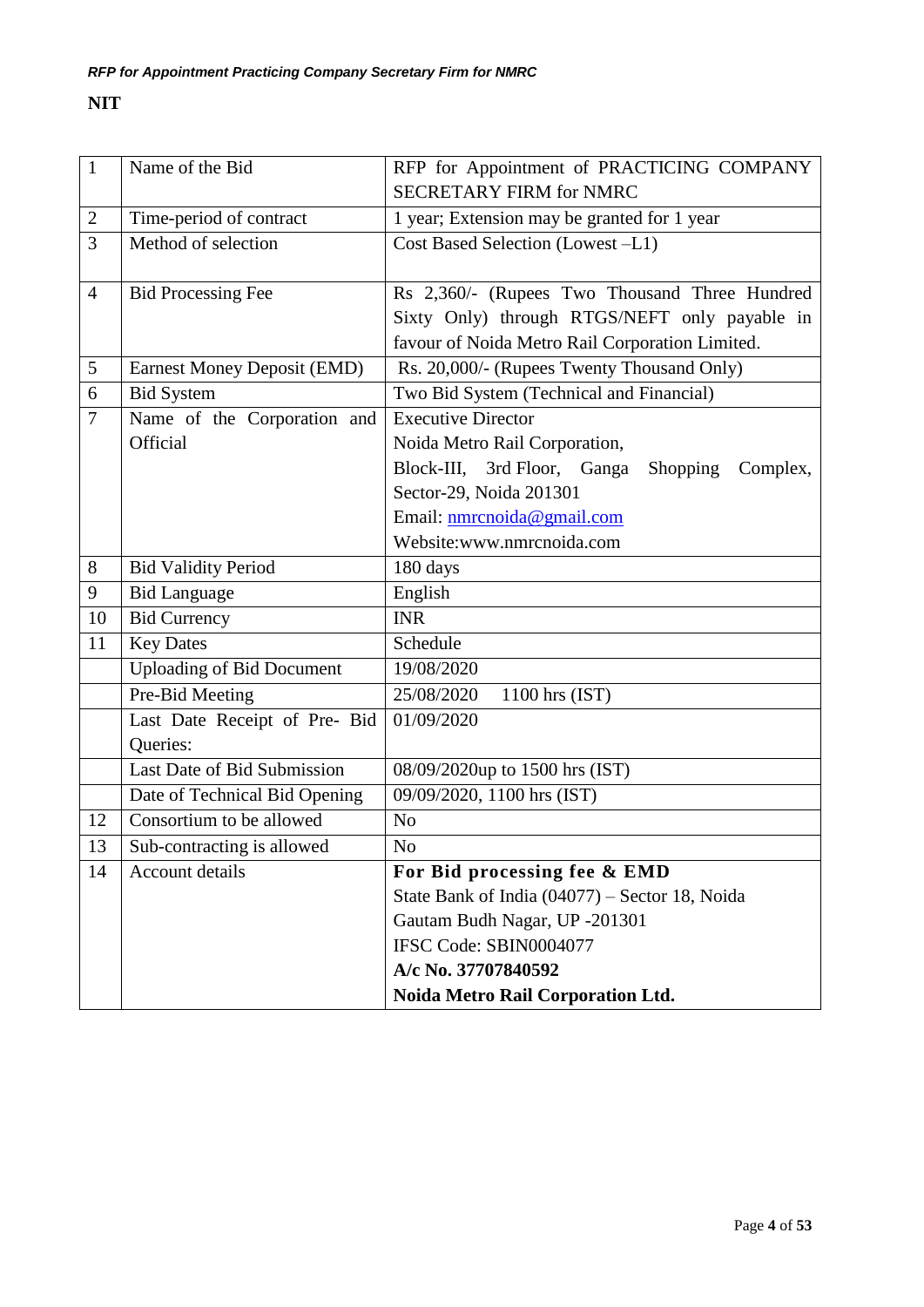**NIT**

| 1 | Name of the Bid | RFP for Appointment of PRACTICING COMPANY SECRETARY FIRM for NMRC |
|---|---|---|
| 2 | Time-period of contract | 1 year; Extension may be granted for 1 year |
| 3 | Method of selection | Cost Based Selection (Lowest –L1) |
| 4 | Bid Processing Fee | Rs 2,360/- (Rupees Two Thousand Three Hundred Sixty Only) through RTGS/NEFT only payable in favour of Noida Metro Rail Corporation Limited. |
| 5 | Earnest Money Deposit (EMD) | Rs. 20,000/- (Rupees Twenty Thousand Only) |
| 6 | Bid System | Two Bid System (Technical and Financial) |
| 7 | Name of the Corporation and Official | Executive Director<br>Noida Metro Rail Corporation,<br>Block-III, 3rd Floor, Ganga Shopping Complex, Sector-29, Noida 201301<br>Email: nmrcnoida@gmail.com<br>Website:www.nmrcnoida.com |
| 8 | Bid Validity Period | 180 days |
| 9 | Bid Language | English |
| 10 | Bid Currency | INR |
| 11 | Key Dates | Schedule |
| | Uploading of Bid Document | 19/08/2020 |
| | Pre-Bid Meeting | 25/08/2020 1100 hrs (IST) |
| | Last Date Receipt of Pre- Bid Queries: | 01/09/2020 |
| | Last Date of Bid Submission | 08/09/2020up to 1500 hrs (IST) |
| | Date of Technical Bid Opening | 09/09/2020, 1100 hrs (IST) |
| 12 | Consortium to be allowed | No |
| 13 | Sub-contracting is allowed | No |
| 14 | Account details | **For Bid processing fee & EMD**<br>State Bank of India (04077) – Sector 18, Noida<br>Gautam Budh Nagar, UP -201301<br>IFSC Code: SBIN0004077<br>**A/c No. 37707840592**<br>**Noida Metro Rail Corporation Ltd.** |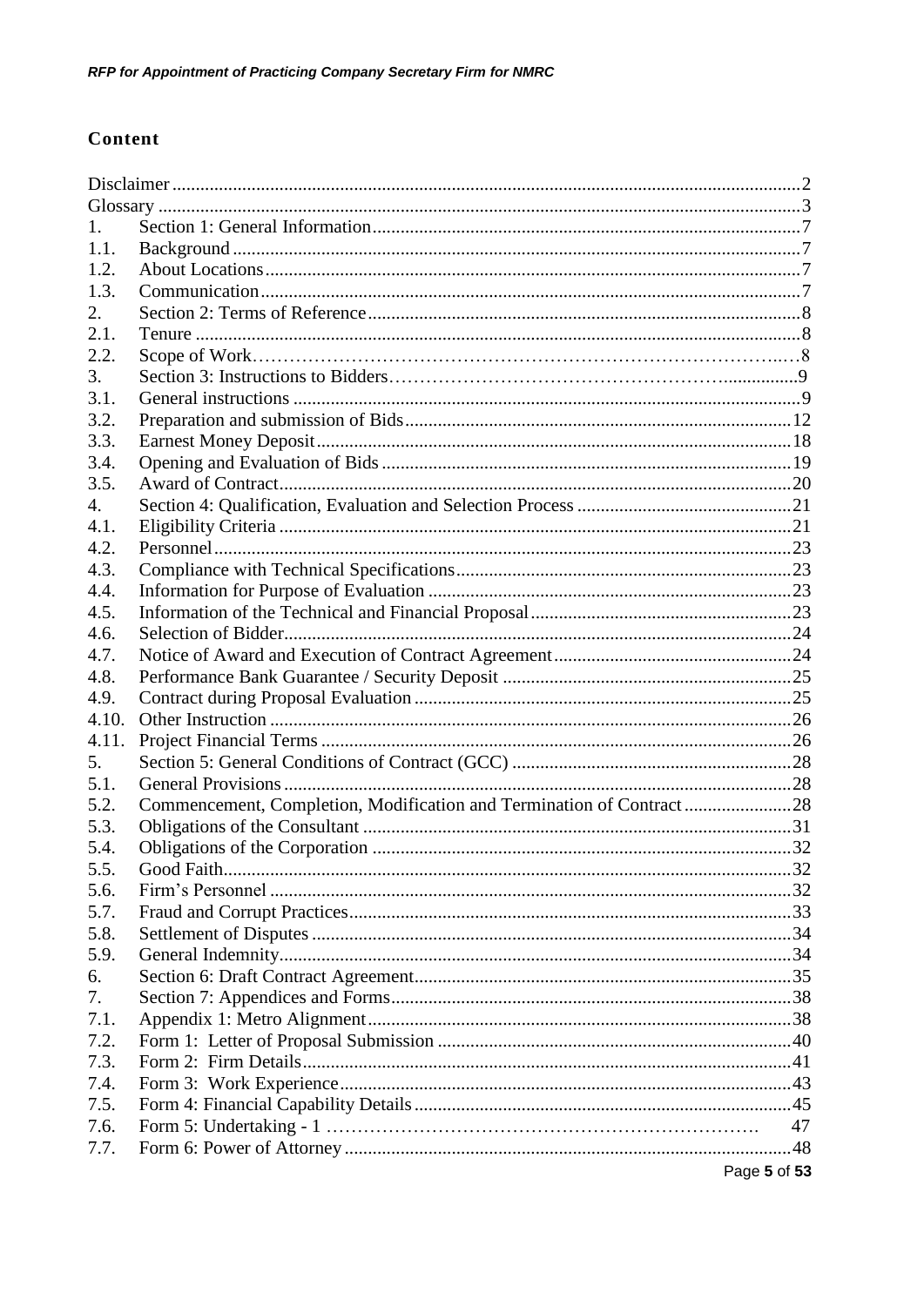## Content

| | | |
|---|---|---|
| Disclaimer | | 2 |
| Glossary | | 3 |
| 1. | Section 1: General Information | 7 |
| 1.1. | Background | 7 |
| 1.2. | About Locations | 7 |
| 1.3. | Communication | 7 |
| 2. | Section 2: Terms of Reference | 8 |
| 2.1. | Tenure | 8 |
| 2.2. | Scope of Work | 8 |
| 3. | Section 3: Instructions to Bidders | 9 |
| 3.1. | General instructions | 9 |
| 3.2. | Preparation and submission of Bids | 12 |
| 3.3. | Earnest Money Deposit | 18 |
| 3.4. | Opening and Evaluation of Bids | 19 |
| 3.5. | Award of Contract | 20 |
| 4. | Section 4: Qualification, Evaluation and Selection Process | 21 |
| 4.1. | Eligibility Criteria | 21 |
| 4.2. | Personnel | 23 |
| 4.3. | Compliance with Technical Specifications | 23 |
| 4.4. | Information for Purpose of Evaluation | 23 |
| 4.5. | Information of the Technical and Financial Proposal | 23 |
| 4.6. | Selection of Bidder | 24 |
| 4.7. | Notice of Award and Execution of Contract Agreement | 24 |
| 4.8. | Performance Bank Guarantee / Security Deposit | 25 |
| 4.9. | Contract during Proposal Evaluation | 25 |
| 4.10. | Other Instruction | 26 |
| 4.11. | Project Financial Terms | 26 |
| 5. | Section 5: General Conditions of Contract (GCC) | 28 |
| 5.1. | General Provisions | 28 |
| 5.2. | Commencement, Completion, Modification and Termination of Contract | 28 |
| 5.3. | Obligations of the Consultant | 31 |
| 5.4. | Obligations of the Corporation | 32 |
| 5.5. | Good Faith | 32 |
| 5.6. | Firm's Personnel | 32 |
| 5.7. | Fraud and Corrupt Practices | 33 |
| 5.8. | Settlement of Disputes | 34 |
| 5.9. | General Indemnity | 34 |
| 6. | Section 6: Draft Contract Agreement | 35 |
| 7. | Section 7: Appendices and Forms | 38 |
| 7.1. | Appendix 1: Metro Alignment | 38 |
| 7.2. | Form 1: Letter of Proposal Submission | 40 |
| 7.3. | Form 2: Firm Details | 41 |
| 7.4. | Form 3: Work Experience | 43 |
| 7.5. | Form 4: Financial Capability Details | 45 |
| 7.6. | Form 5: Undertaking - 1 | 47 |
| 7.7. | Form 6: Power of Attorney | 48 |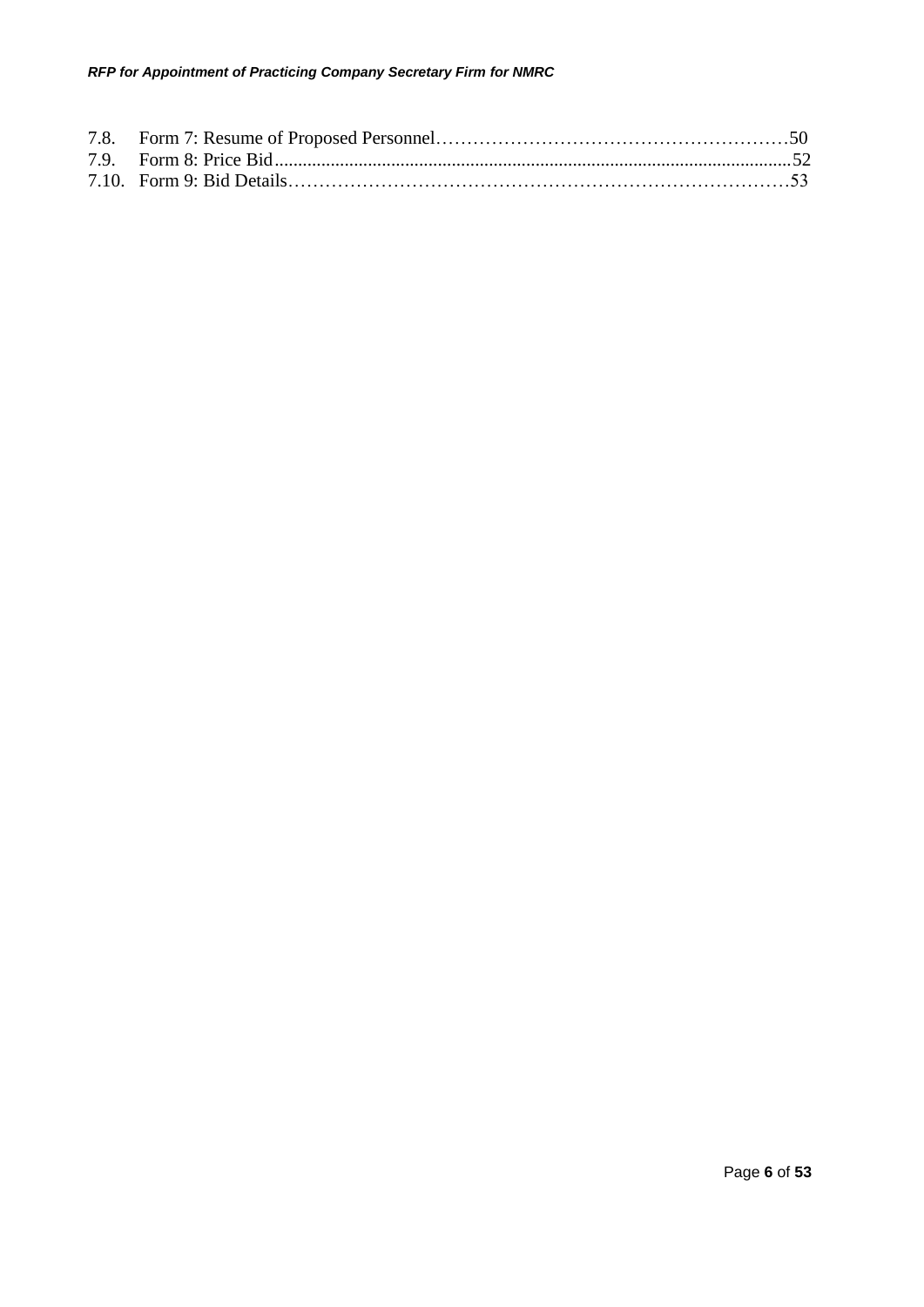7.8. Form 7: Resume of Proposed Personnel……………………………………………………50
7.9. Form 8: Price Bid...............................................................................................................52
7.10. Form 9: Bid Details………………………………………………………………………53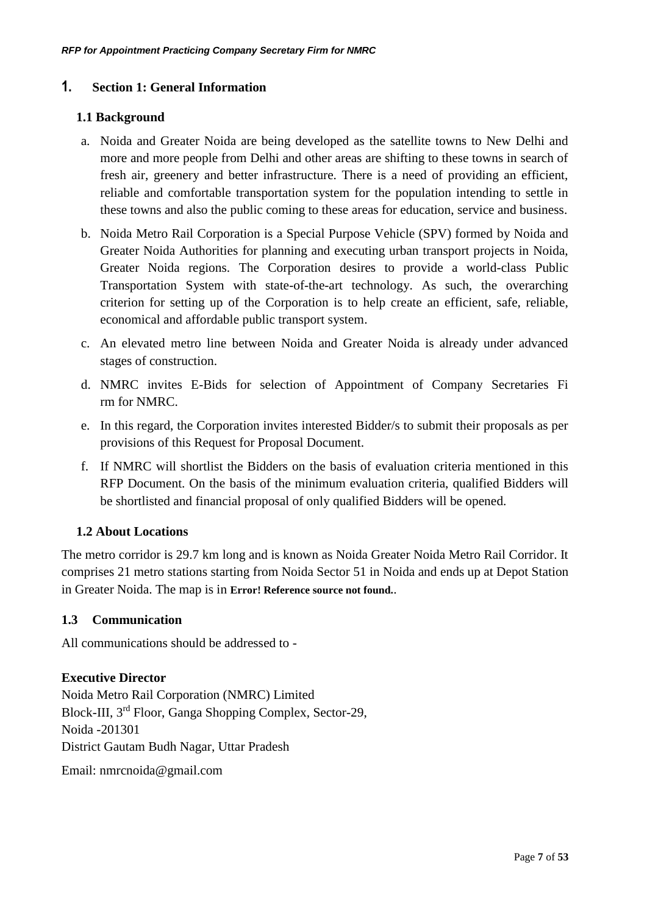# 1. Section 1: General Information

## 1.1 Background

a. Noida and Greater Noida are being developed as the satellite towns to New Delhi and more and more people from Delhi and other areas are shifting to these towns in search of fresh air, greenery and better infrastructure. There is a need of providing an efficient, reliable and comfortable transportation system for the population intending to settle in these towns and also the public coming to these areas for education, service and business.

b. Noida Metro Rail Corporation is a Special Purpose Vehicle (SPV) formed by Noida and Greater Noida Authorities for planning and executing urban transport projects in Noida, Greater Noida regions. The Corporation desires to provide a world-class Public Transportation System with state-of-the-art technology. As such, the overarching criterion for setting up of the Corporation is to help create an efficient, safe, reliable, economical and affordable public transport system.

c. An elevated metro line between Noida and Greater Noida is already under advanced stages of construction.

d. NMRC invites E-Bids for selection of Appointment of Company Secretaries Fi rm for NMRC.

e. In this regard, the Corporation invites interested Bidder/s to submit their proposals as per provisions of this Request for Proposal Document.

f. If NMRC will shortlist the Bidders on the basis of evaluation criteria mentioned in this RFP Document. On the basis of the minimum evaluation criteria, qualified Bidders will be shortlisted and financial proposal of only qualified Bidders will be opened.

## 1.2 About Locations

The metro corridor is 29.7 km long and is known as Noida Greater Noida Metro Rail Corridor. It comprises 21 metro stations starting from Noida Sector 51 in Noida and ends up at Depot Station in Greater Noida. The map is in **Error! Reference source not found.**.

## 1.3 Communication

All communications should be addressed to -

**Executive Director**
Noida Metro Rail Corporation (NMRC) Limited
Block-III, 3rd Floor, Ganga Shopping Complex, Sector-29,
Noida -201301
District Gautam Budh Nagar, Uttar Pradesh

Email: nmrcnoida@gmail.com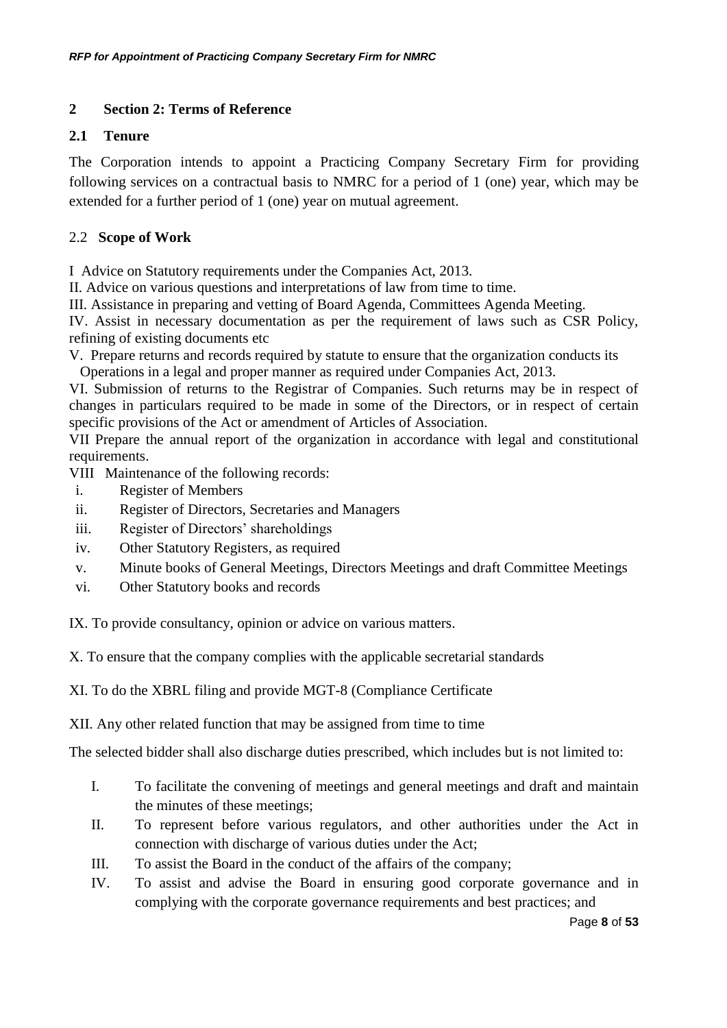## 2 Section 2: Terms of Reference

### 2.1 Tenure

The Corporation intends to appoint a Practicing Company Secretary Firm for providing following services on a contractual basis to NMRC for a period of 1 (one) year, which may be extended for a further period of 1 (one) year on mutual agreement.

### 2.2 Scope of Work

I Advice on Statutory requirements under the Companies Act, 2013.

II. Advice on various questions and interpretations of law from time to time.

III. Assistance in preparing and vetting of Board Agenda, Committees Agenda Meeting.

IV. Assist in necessary documentation as per the requirement of laws such as CSR Policy, refining of existing documents etc

V. Prepare returns and records required by statute to ensure that the organization conducts its Operations in a legal and proper manner as required under Companies Act, 2013.

VI. Submission of returns to the Registrar of Companies. Such returns may be in respect of changes in particulars required to be made in some of the Directors, or in respect of certain specific provisions of the Act or amendment of Articles of Association.

VII Prepare the annual report of the organization in accordance with legal and constitutional requirements.

VIII Maintenance of the following records:

- i. Register of Members
- ii. Register of Directors, Secretaries and Managers
- iii. Register of Directors' shareholdings
- iv. Other Statutory Registers, as required
- v. Minute books of General Meetings, Directors Meetings and draft Committee Meetings
- vi. Other Statutory books and records

IX. To provide consultancy, opinion or advice on various matters.

X. To ensure that the company complies with the applicable secretarial standards

XI. To do the XBRL filing and provide MGT-8 (Compliance Certificate

XII. Any other related function that may be assigned from time to time

The selected bidder shall also discharge duties prescribed, which includes but is not limited to:

- I. To facilitate the convening of meetings and general meetings and draft and maintain the minutes of these meetings;
- II. To represent before various regulators, and other authorities under the Act in connection with discharge of various duties under the Act;
- III. To assist the Board in the conduct of the affairs of the company;
- IV. To assist and advise the Board in ensuring good corporate governance and in complying with the corporate governance requirements and best practices; and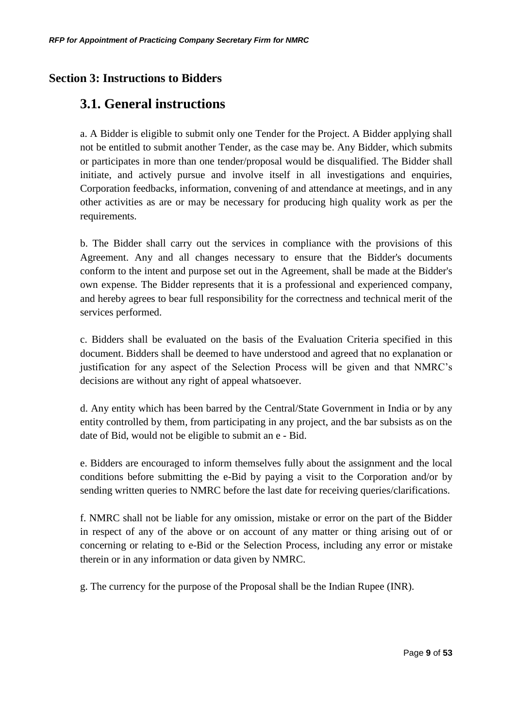## Section 3: Instructions to Bidders

# 3.1. General instructions

a. A Bidder is eligible to submit only one Tender for the Project. A Bidder applying shall not be entitled to submit another Tender, as the case may be. Any Bidder, which submits or participates in more than one tender/proposal would be disqualified. The Bidder shall initiate, and actively pursue and involve itself in all investigations and enquiries, Corporation feedbacks, information, convening of and attendance at meetings, and in any other activities as are or may be necessary for producing high quality work as per the requirements.

b. The Bidder shall carry out the services in compliance with the provisions of this Agreement. Any and all changes necessary to ensure that the Bidder's documents conform to the intent and purpose set out in the Agreement, shall be made at the Bidder's own expense. The Bidder represents that it is a professional and experienced company, and hereby agrees to bear full responsibility for the correctness and technical merit of the services performed.

c. Bidders shall be evaluated on the basis of the Evaluation Criteria specified in this document. Bidders shall be deemed to have understood and agreed that no explanation or justification for any aspect of the Selection Process will be given and that NMRC's decisions are without any right of appeal whatsoever.

d. Any entity which has been barred by the Central/State Government in India or by any entity controlled by them, from participating in any project, and the bar subsists as on the date of Bid, would not be eligible to submit an e - Bid.

e. Bidders are encouraged to inform themselves fully about the assignment and the local conditions before submitting the e-Bid by paying a visit to the Corporation and/or by sending written queries to NMRC before the last date for receiving queries/clarifications.

f. NMRC shall not be liable for any omission, mistake or error on the part of the Bidder in respect of any of the above or on account of any matter or thing arising out of or concerning or relating to e-Bid or the Selection Process, including any error or mistake therein or in any information or data given by NMRC.

g. The currency for the purpose of the Proposal shall be the Indian Rupee (INR).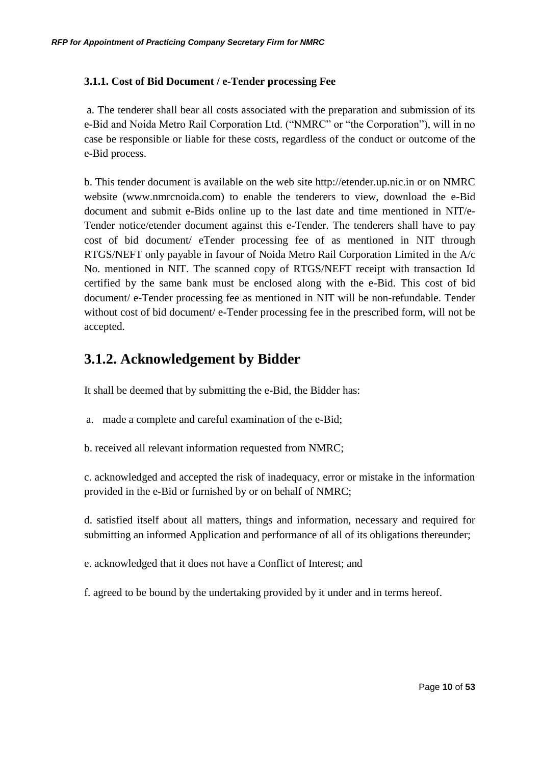### 3.1.1. Cost of Bid Document / e-Tender processing Fee

a. The tenderer shall bear all costs associated with the preparation and submission of its e-Bid and Noida Metro Rail Corporation Ltd. ("NMRC" or "the Corporation"), will in no case be responsible or liable for these costs, regardless of the conduct or outcome of the e-Bid process.

b. This tender document is available on the web site http://etender.up.nic.in or on NMRC website (www.nmrcnoida.com) to enable the tenderers to view, download the e-Bid document and submit e-Bids online up to the last date and time mentioned in NIT/e-Tender notice/etender document against this e-Tender. The tenderers shall have to pay cost of bid document/ eTender processing fee of as mentioned in NIT through RTGS/NEFT only payable in favour of Noida Metro Rail Corporation Limited in the A/c No. mentioned in NIT. The scanned copy of RTGS/NEFT receipt with transaction Id certified by the same bank must be enclosed along with the e-Bid. This cost of bid document/ e-Tender processing fee as mentioned in NIT will be non-refundable. Tender without cost of bid document/ e-Tender processing fee in the prescribed form, will not be accepted.

## 3.1.2. Acknowledgement by Bidder

It shall be deemed that by submitting the e-Bid, the Bidder has:

a. made a complete and careful examination of the e-Bid;

b. received all relevant information requested from NMRC;

c. acknowledged and accepted the risk of inadequacy, error or mistake in the information provided in the e-Bid or furnished by or on behalf of NMRC;

d. satisfied itself about all matters, things and information, necessary and required for submitting an informed Application and performance of all of its obligations thereunder;

e. acknowledged that it does not have a Conflict of Interest; and

f. agreed to be bound by the undertaking provided by it under and in terms hereof.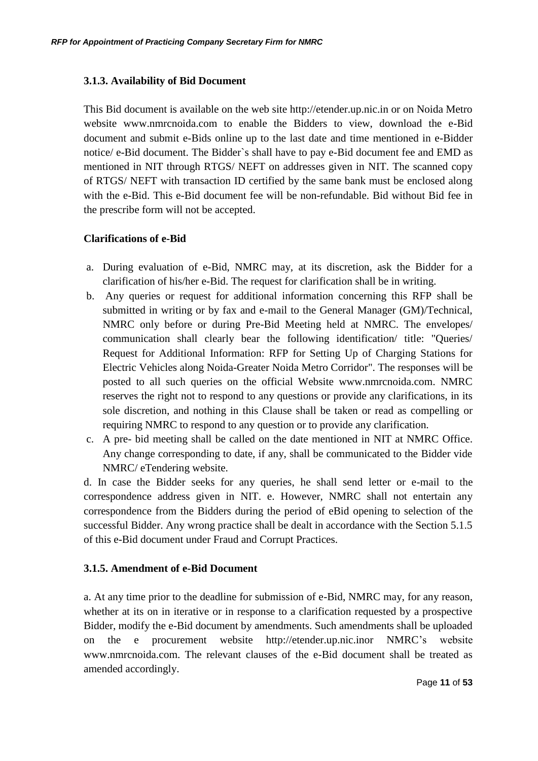### 3.1.3. Availability of Bid Document

This Bid document is available on the web site http://etender.up.nic.in or on Noida Metro website www.nmrcnoida.com to enable the Bidders to view, download the e-Bid document and submit e-Bids online up to the last date and time mentioned in e-Bidder notice/ e-Bid document. The Bidder`s shall have to pay e-Bid document fee and EMD as mentioned in NIT through RTGS/ NEFT on addresses given in NIT. The scanned copy of RTGS/ NEFT with transaction ID certified by the same bank must be enclosed along with the e-Bid. This e-Bid document fee will be non-refundable. Bid without Bid fee in the prescribe form will not be accepted.

### Clarifications of e-Bid

a. During evaluation of e-Bid, NMRC may, at its discretion, ask the Bidder for a clarification of his/her e-Bid. The request for clarification shall be in writing.

b. Any queries or request for additional information concerning this RFP shall be submitted in writing or by fax and e-mail to the General Manager (GM)/Technical, NMRC only before or during Pre-Bid Meeting held at NMRC. The envelopes/ communication shall clearly bear the following identification/ title: "Queries/ Request for Additional Information: RFP for Setting Up of Charging Stations for Electric Vehicles along Noida-Greater Noida Metro Corridor". The responses will be posted to all such queries on the official Website www.nmrcnoida.com. NMRC reserves the right not to respond to any questions or provide any clarifications, in its sole discretion, and nothing in this Clause shall be taken or read as compelling or requiring NMRC to respond to any question or to provide any clarification.

c. A pre- bid meeting shall be called on the date mentioned in NIT at NMRC Office. Any change corresponding to date, if any, shall be communicated to the Bidder vide NMRC/ eTendering website.

d. In case the Bidder seeks for any queries, he shall send letter or e-mail to the correspondence address given in NIT. e. However, NMRC shall not entertain any correspondence from the Bidders during the period of eBid opening to selection of the successful Bidder. Any wrong practice shall be dealt in accordance with the Section 5.1.5 of this e-Bid document under Fraud and Corrupt Practices.

### 3.1.5. Amendment of e-Bid Document

a. At any time prior to the deadline for submission of e-Bid, NMRC may, for any reason, whether at its on in iterative or in response to a clarification requested by a prospective Bidder, modify the e-Bid document by amendments. Such amendments shall be uploaded on the e procurement website http://etender.up.nic.inor NMRC's website www.nmrcnoida.com. The relevant clauses of the e-Bid document shall be treated as amended accordingly.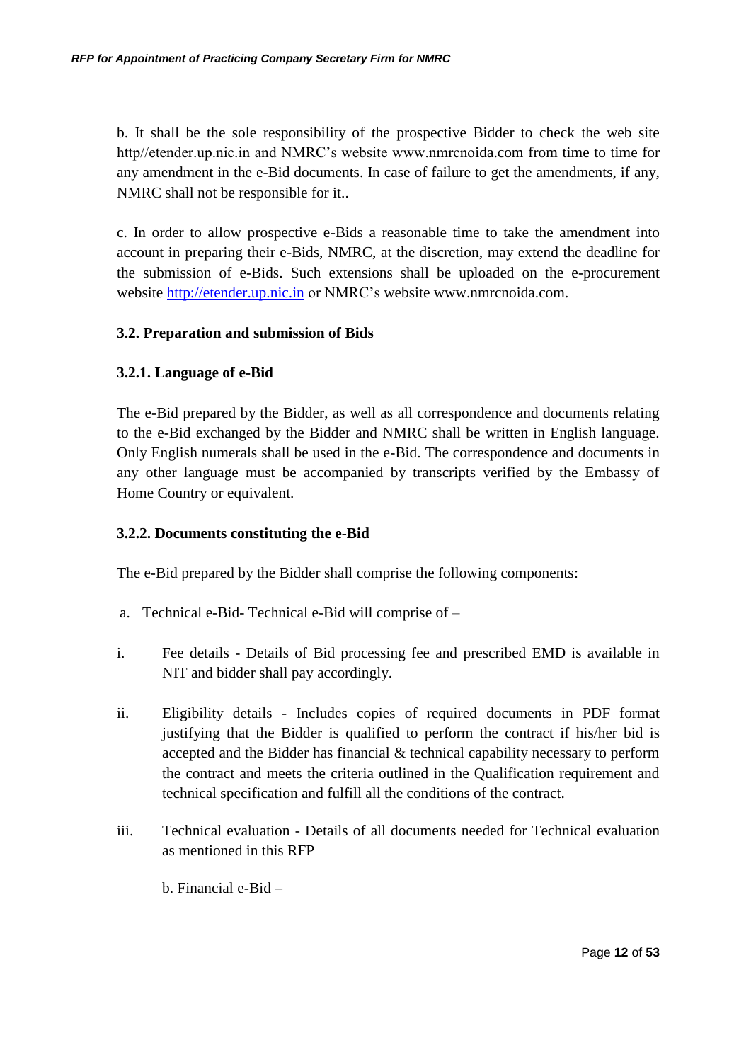b. It shall be the sole responsibility of the prospective Bidder to check the web site http//etender.up.nic.in and NMRC's website www.nmrcnoida.com from time to time for any amendment in the e-Bid documents. In case of failure to get the amendments, if any, NMRC shall not be responsible for it..

c. In order to allow prospective e-Bids a reasonable time to take the amendment into account in preparing their e-Bids, NMRC, at the discretion, may extend the deadline for the submission of e-Bids. Such extensions shall be uploaded on the e-procurement website http://etender.up.nic.in or NMRC's website www.nmrcnoida.com.

### 3.2. Preparation and submission of Bids

#### 3.2.1. Language of e-Bid

The e-Bid prepared by the Bidder, as well as all correspondence and documents relating to the e-Bid exchanged by the Bidder and NMRC shall be written in English language. Only English numerals shall be used in the e-Bid. The correspondence and documents in any other language must be accompanied by transcripts verified by the Embassy of Home Country or equivalent.

#### 3.2.2. Documents constituting the e-Bid

The e-Bid prepared by the Bidder shall comprise the following components:

a. Technical e-Bid- Technical e-Bid will comprise of –

i. Fee details - Details of Bid processing fee and prescribed EMD is available in NIT and bidder shall pay accordingly.

ii. Eligibility details - Includes copies of required documents in PDF format justifying that the Bidder is qualified to perform the contract if his/her bid is accepted and the Bidder has financial & technical capability necessary to perform the contract and meets the criteria outlined in the Qualification requirement and technical specification and fulfill all the conditions of the contract.

iii. Technical evaluation - Details of all documents needed for Technical evaluation as mentioned in this RFP

b. Financial e-Bid –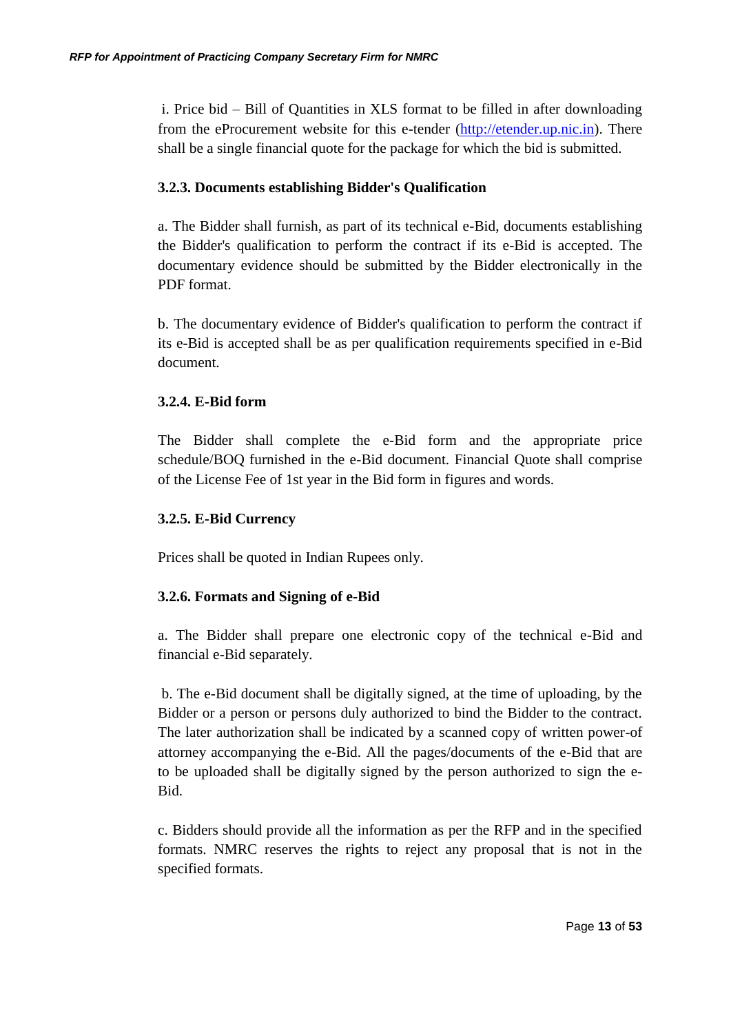i. Price bid – Bill of Quantities in XLS format to be filled in after downloading from the eProcurement website for this e-tender (http://etender.up.nic.in). There shall be a single financial quote for the package for which the bid is submitted.

### 3.2.3. Documents establishing Bidder's Qualification

a. The Bidder shall furnish, as part of its technical e-Bid, documents establishing the Bidder's qualification to perform the contract if its e-Bid is accepted. The documentary evidence should be submitted by the Bidder electronically in the PDF format.

b. The documentary evidence of Bidder's qualification to perform the contract if its e-Bid is accepted shall be as per qualification requirements specified in e-Bid document.

### 3.2.4. E-Bid form

The Bidder shall complete the e-Bid form and the appropriate price schedule/BOQ furnished in the e-Bid document. Financial Quote shall comprise of the License Fee of 1st year in the Bid form in figures and words.

### 3.2.5. E-Bid Currency

Prices shall be quoted in Indian Rupees only.

### 3.2.6. Formats and Signing of e-Bid

a. The Bidder shall prepare one electronic copy of the technical e-Bid and financial e-Bid separately.

b. The e-Bid document shall be digitally signed, at the time of uploading, by the Bidder or a person or persons duly authorized to bind the Bidder to the contract. The later authorization shall be indicated by a scanned copy of written power-of attorney accompanying the e-Bid. All the pages/documents of the e-Bid that are to be uploaded shall be digitally signed by the person authorized to sign the e-Bid.

c. Bidders should provide all the information as per the RFP and in the specified formats. NMRC reserves the rights to reject any proposal that is not in the specified formats.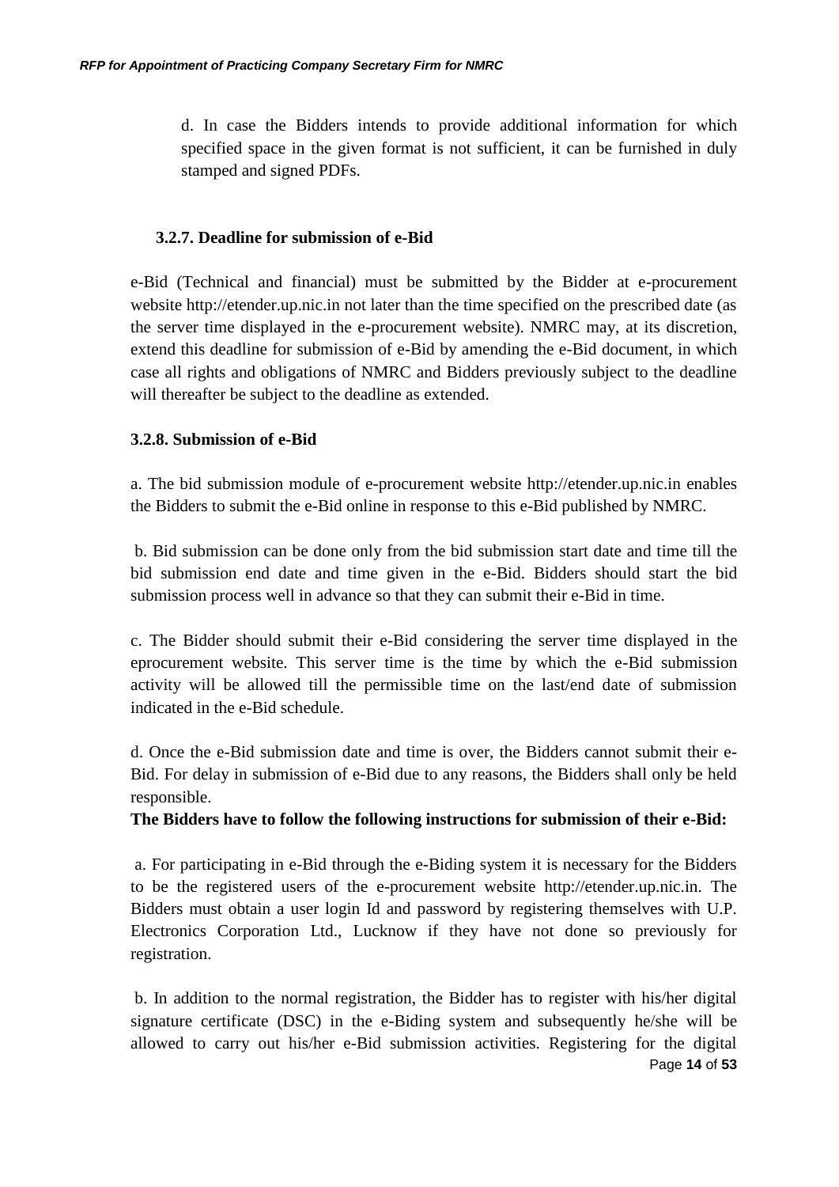d. In case the Bidders intends to provide additional information for which specified space in the given format is not sufficient, it can be furnished in duly stamped and signed PDFs.

### 3.2.7. Deadline for submission of e-Bid

e-Bid (Technical and financial) must be submitted by the Bidder at e-procurement website http://etender.up.nic.in not later than the time specified on the prescribed date (as the server time displayed in the e-procurement website). NMRC may, at its discretion, extend this deadline for submission of e-Bid by amending the e-Bid document, in which case all rights and obligations of NMRC and Bidders previously subject to the deadline will thereafter be subject to the deadline as extended.

### 3.2.8. Submission of e-Bid

a. The bid submission module of e-procurement website http://etender.up.nic.in enables the Bidders to submit the e-Bid online in response to this e-Bid published by NMRC.

b. Bid submission can be done only from the bid submission start date and time till the bid submission end date and time given in the e-Bid. Bidders should start the bid submission process well in advance so that they can submit their e-Bid in time.

c. The Bidder should submit their e-Bid considering the server time displayed in the eprocurement website. This server time is the time by which the e-Bid submission activity will be allowed till the permissible time on the last/end date of submission indicated in the e-Bid schedule.

d. Once the e-Bid submission date and time is over, the Bidders cannot submit their e-Bid. For delay in submission of e-Bid due to any reasons, the Bidders shall only be held responsible.

**The Bidders have to follow the following instructions for submission of their e-Bid:**

a. For participating in e-Bid through the e-Biding system it is necessary for the Bidders to be the registered users of the e-procurement website http://etender.up.nic.in. The Bidders must obtain a user login Id and password by registering themselves with U.P. Electronics Corporation Ltd., Lucknow if they have not done so previously for registration.

b. In addition to the normal registration, the Bidder has to register with his/her digital signature certificate (DSC) in the e-Biding system and subsequently he/she will be allowed to carry out his/her e-Bid submission activities. Registering for the digital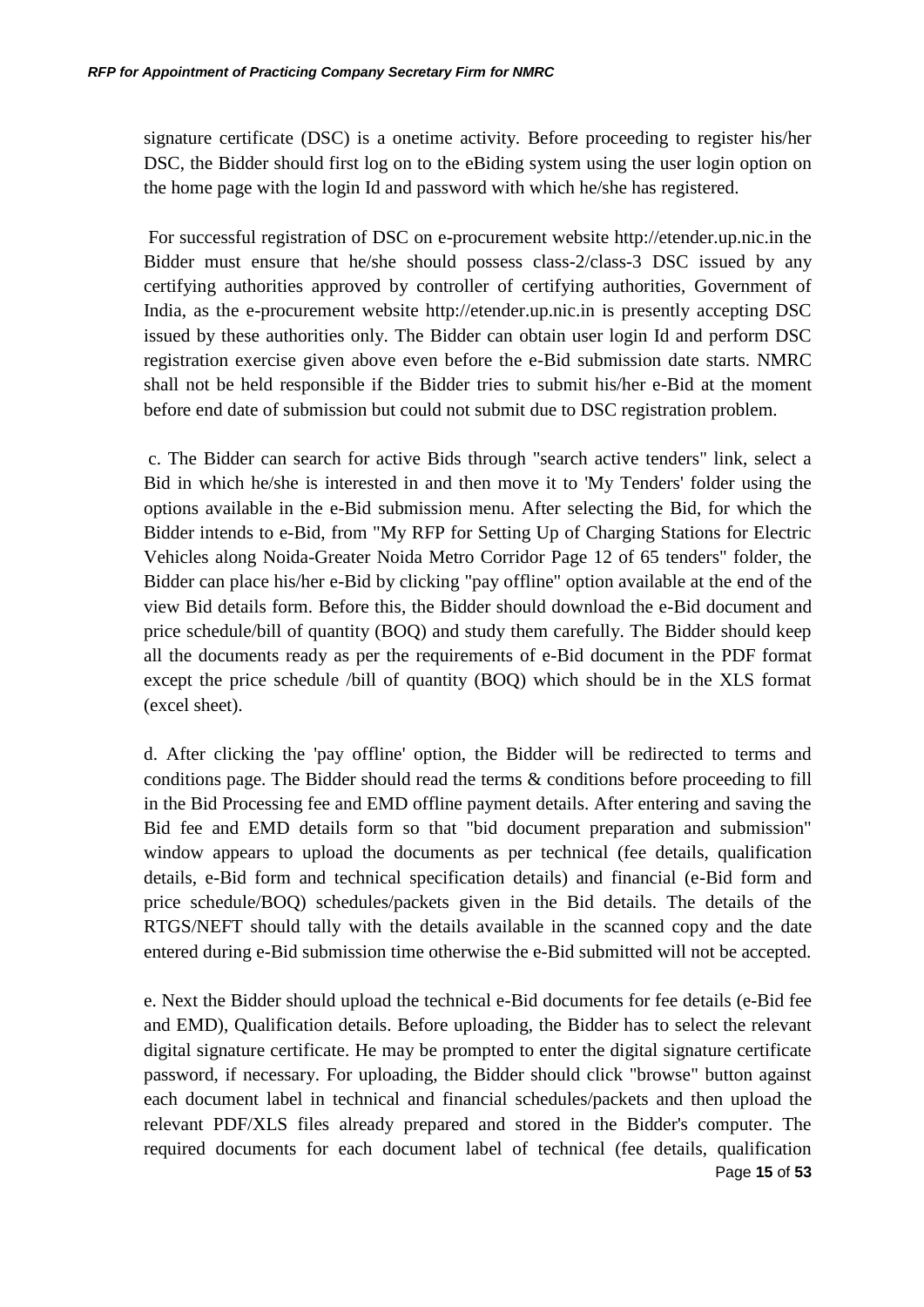signature certificate (DSC) is a onetime activity. Before proceeding to register his/her DSC, the Bidder should first log on to the eBiding system using the user login option on the home page with the login Id and password with which he/she has registered.

For successful registration of DSC on e-procurement website http://etender.up.nic.in the Bidder must ensure that he/she should possess class-2/class-3 DSC issued by any certifying authorities approved by controller of certifying authorities, Government of India, as the e-procurement website http://etender.up.nic.in is presently accepting DSC issued by these authorities only. The Bidder can obtain user login Id and perform DSC registration exercise given above even before the e-Bid submission date starts. NMRC shall not be held responsible if the Bidder tries to submit his/her e-Bid at the moment before end date of submission but could not submit due to DSC registration problem.

c. The Bidder can search for active Bids through "search active tenders" link, select a Bid in which he/she is interested in and then move it to 'My Tenders' folder using the options available in the e-Bid submission menu. After selecting the Bid, for which the Bidder intends to e-Bid, from "My RFP for Setting Up of Charging Stations for Electric Vehicles along Noida-Greater Noida Metro Corridor Page 12 of 65 tenders" folder, the Bidder can place his/her e-Bid by clicking "pay offline" option available at the end of the view Bid details form. Before this, the Bidder should download the e-Bid document and price schedule/bill of quantity (BOQ) and study them carefully. The Bidder should keep all the documents ready as per the requirements of e-Bid document in the PDF format except the price schedule /bill of quantity (BOQ) which should be in the XLS format (excel sheet).

d. After clicking the 'pay offline' option, the Bidder will be redirected to terms and conditions page. The Bidder should read the terms & conditions before proceeding to fill in the Bid Processing fee and EMD offline payment details. After entering and saving the Bid fee and EMD details form so that "bid document preparation and submission" window appears to upload the documents as per technical (fee details, qualification details, e-Bid form and technical specification details) and financial (e-Bid form and price schedule/BOQ) schedules/packets given in the Bid details. The details of the RTGS/NEFT should tally with the details available in the scanned copy and the date entered during e-Bid submission time otherwise the e-Bid submitted will not be accepted.

e. Next the Bidder should upload the technical e-Bid documents for fee details (e-Bid fee and EMD), Qualification details. Before uploading, the Bidder has to select the relevant digital signature certificate. He may be prompted to enter the digital signature certificate password, if necessary. For uploading, the Bidder should click "browse" button against each document label in technical and financial schedules/packets and then upload the relevant PDF/XLS files already prepared and stored in the Bidder's computer. The required documents for each document label of technical (fee details, qualification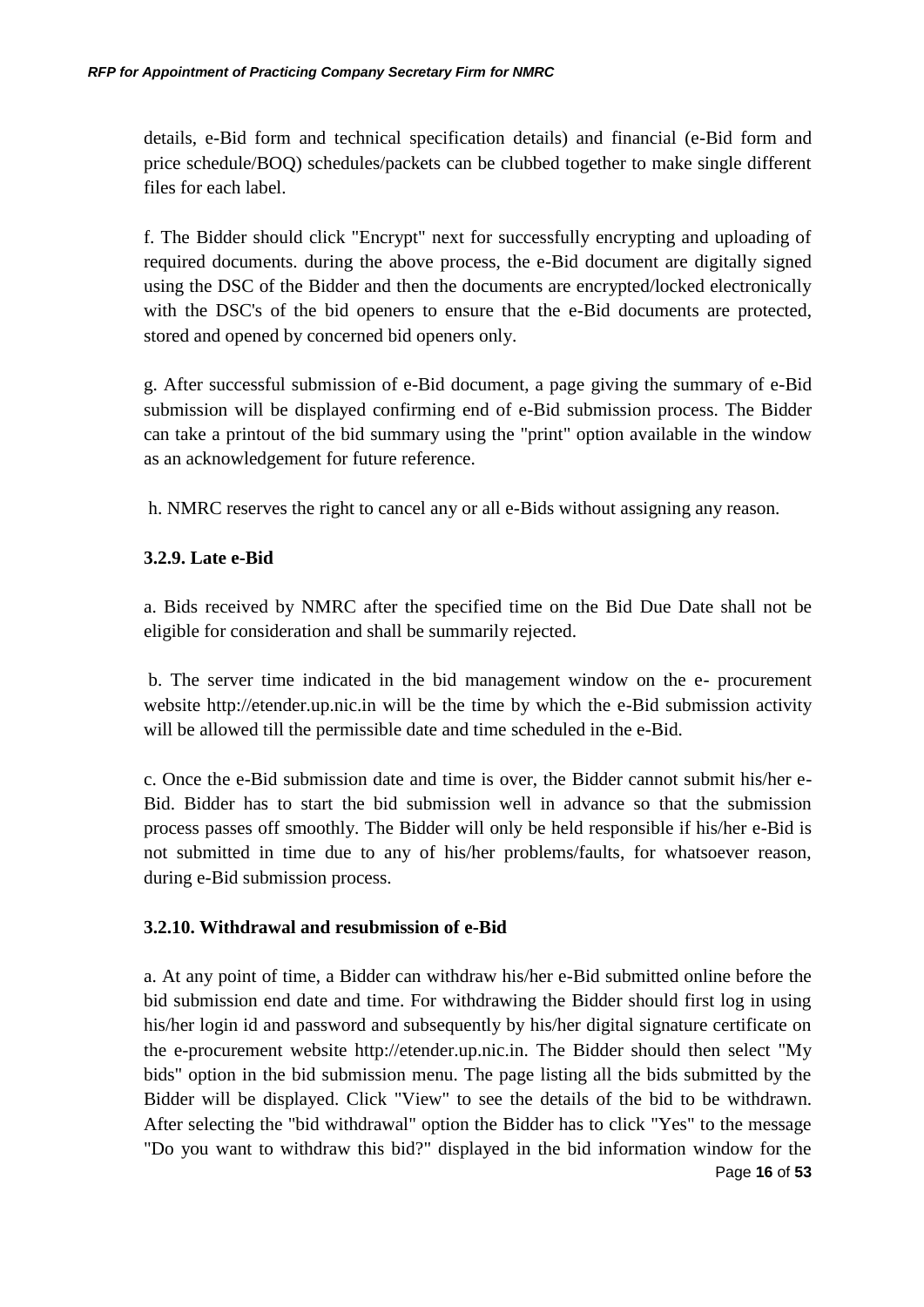details, e-Bid form and technical specification details) and financial (e-Bid form and price schedule/BOQ) schedules/packets can be clubbed together to make single different files for each label.

f. The Bidder should click "Encrypt" next for successfully encrypting and uploading of required documents. during the above process, the e-Bid document are digitally signed using the DSC of the Bidder and then the documents are encrypted/locked electronically with the DSC's of the bid openers to ensure that the e-Bid documents are protected, stored and opened by concerned bid openers only.

g. After successful submission of e-Bid document, a page giving the summary of e-Bid submission will be displayed confirming end of e-Bid submission process. The Bidder can take a printout of the bid summary using the "print" option available in the window as an acknowledgement for future reference.

h. NMRC reserves the right to cancel any or all e-Bids without assigning any reason.

**3.2.9. Late e-Bid**

a. Bids received by NMRC after the specified time on the Bid Due Date shall not be eligible for consideration and shall be summarily rejected.

b. The server time indicated in the bid management window on the e- procurement website http://etender.up.nic.in will be the time by which the e-Bid submission activity will be allowed till the permissible date and time scheduled in the e-Bid.

c. Once the e-Bid submission date and time is over, the Bidder cannot submit his/her e-Bid. Bidder has to start the bid submission well in advance so that the submission process passes off smoothly. The Bidder will only be held responsible if his/her e-Bid is not submitted in time due to any of his/her problems/faults, for whatsoever reason, during e-Bid submission process.

**3.2.10. Withdrawal and resubmission of e-Bid**

a. At any point of time, a Bidder can withdraw his/her e-Bid submitted online before the bid submission end date and time. For withdrawing the Bidder should first log in using his/her login id and password and subsequently by his/her digital signature certificate on the e-procurement website http://etender.up.nic.in. The Bidder should then select "My bids" option in the bid submission menu. The page listing all the bids submitted by the Bidder will be displayed. Click "View" to see the details of the bid to be withdrawn. After selecting the "bid withdrawal" option the Bidder has to click "Yes" to the message "Do you want to withdraw this bid?" displayed in the bid information window for the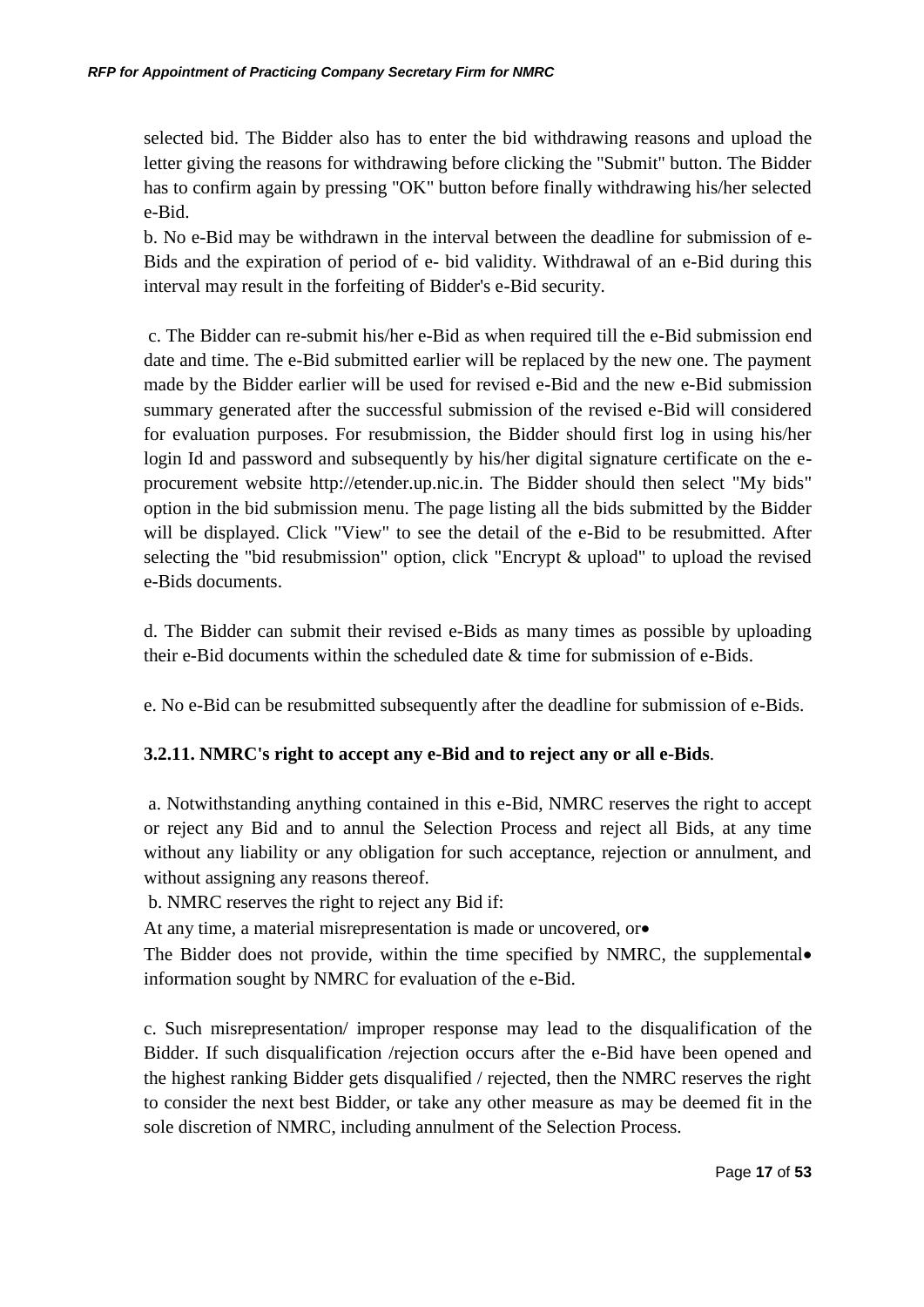selected bid. The Bidder also has to enter the bid withdrawing reasons and upload the letter giving the reasons for withdrawing before clicking the "Submit" button. The Bidder has to confirm again by pressing "OK" button before finally withdrawing his/her selected e-Bid.

b. No e-Bid may be withdrawn in the interval between the deadline for submission of e-Bids and the expiration of period of e- bid validity. Withdrawal of an e-Bid during this interval may result in the forfeiting of Bidder's e-Bid security.

c. The Bidder can re-submit his/her e-Bid as when required till the e-Bid submission end date and time. The e-Bid submitted earlier will be replaced by the new one. The payment made by the Bidder earlier will be used for revised e-Bid and the new e-Bid submission summary generated after the successful submission of the revised e-Bid will considered for evaluation purposes. For resubmission, the Bidder should first log in using his/her login Id and password and subsequently by his/her digital signature certificate on the e-procurement website http://etender.up.nic.in. The Bidder should then select "My bids" option in the bid submission menu. The page listing all the bids submitted by the Bidder will be displayed. Click "View" to see the detail of the e-Bid to be resubmitted. After selecting the "bid resubmission" option, click "Encrypt & upload" to upload the revised e-Bids documents.

d. The Bidder can submit their revised e-Bids as many times as possible by uploading their e-Bid documents within the scheduled date & time for submission of e-Bids.

e. No e-Bid can be resubmitted subsequently after the deadline for submission of e-Bids.

**3.2.11. NMRC's right to accept any e-Bid and to reject any or all e-Bids**.

a. Notwithstanding anything contained in this e-Bid, NMRC reserves the right to accept or reject any Bid and to annul the Selection Process and reject all Bids, at any time without any liability or any obligation for such acceptance, rejection or annulment, and without assigning any reasons thereof.

b. NMRC reserves the right to reject any Bid if:

- At any time, a material misrepresentation is made or uncovered, or
- The Bidder does not provide, within the time specified by NMRC, the supplemental information sought by NMRC for evaluation of the e-Bid.

c. Such misrepresentation/ improper response may lead to the disqualification of the Bidder. If such disqualification /rejection occurs after the e-Bid have been opened and the highest ranking Bidder gets disqualified / rejected, then the NMRC reserves the right to consider the next best Bidder, or take any other measure as may be deemed fit in the sole discretion of NMRC, including annulment of the Selection Process.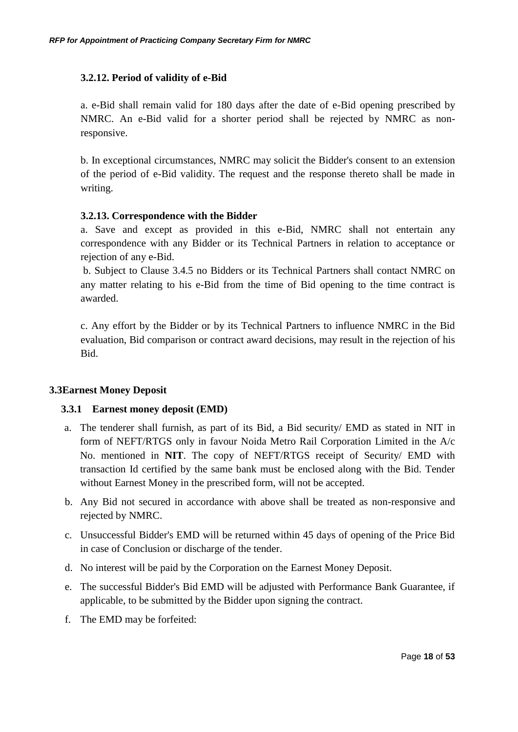### 3.2.12. Period of validity of e-Bid

a. e-Bid shall remain valid for 180 days after the date of e-Bid opening prescribed by NMRC. An e-Bid valid for a shorter period shall be rejected by NMRC as non-responsive.

b. In exceptional circumstances, NMRC may solicit the Bidder's consent to an extension of the period of e-Bid validity. The request and the response thereto shall be made in writing.

### 3.2.13. Correspondence with the Bidder

a. Save and except as provided in this e-Bid, NMRC shall not entertain any correspondence with any Bidder or its Technical Partners in relation to acceptance or rejection of any e-Bid.

b. Subject to Clause 3.4.5 no Bidders or its Technical Partners shall contact NMRC on any matter relating to his e-Bid from the time of Bid opening to the time contract is awarded.

c. Any effort by the Bidder or by its Technical Partners to influence NMRC in the Bid evaluation, Bid comparison or contract award decisions, may result in the rejection of his Bid.

## 3.3Earnest Money Deposit

### 3.3.1 Earnest money deposit (EMD)

a. The tenderer shall furnish, as part of its Bid, a Bid security/ EMD as stated in NIT in form of NEFT/RTGS only in favour Noida Metro Rail Corporation Limited in the A/c No. mentioned in **NIT**. The copy of NEFT/RTGS receipt of Security/ EMD with transaction Id certified by the same bank must be enclosed along with the Bid. Tender without Earnest Money in the prescribed form, will not be accepted.

b. Any Bid not secured in accordance with above shall be treated as non-responsive and rejected by NMRC.

c. Unsuccessful Bidder's EMD will be returned within 45 days of opening of the Price Bid in case of Conclusion or discharge of the tender.

d. No interest will be paid by the Corporation on the Earnest Money Deposit.

e. The successful Bidder's Bid EMD will be adjusted with Performance Bank Guarantee, if applicable, to be submitted by the Bidder upon signing the contract.

f. The EMD may be forfeited: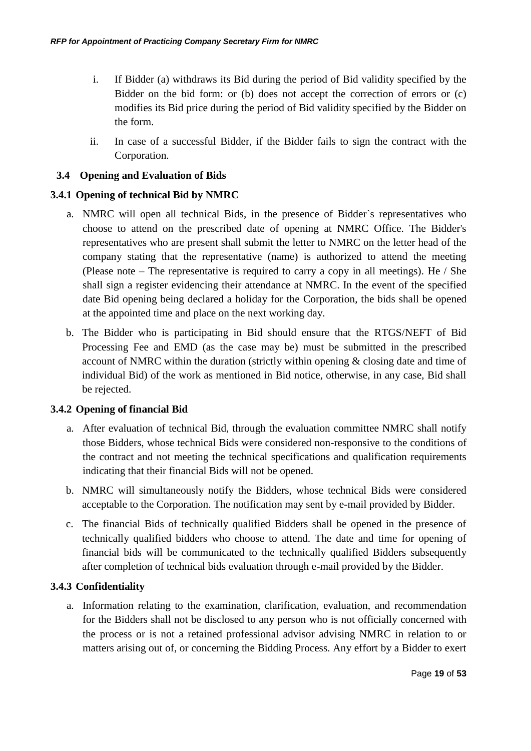i. If Bidder (a) withdraws its Bid during the period of Bid validity specified by the Bidder on the bid form: or (b) does not accept the correction of errors or (c) modifies its Bid price during the period of Bid validity specified by the Bidder on the form.

ii. In case of a successful Bidder, if the Bidder fails to sign the contract with the Corporation.

## 3.4 Opening and Evaluation of Bids

### 3.4.1 Opening of technical Bid by NMRC

a. NMRC will open all technical Bids, in the presence of Bidder`s representatives who choose to attend on the prescribed date of opening at NMRC Office. The Bidder's representatives who are present shall submit the letter to NMRC on the letter head of the company stating that the representative (name) is authorized to attend the meeting (Please note – The representative is required to carry a copy in all meetings). He / She shall sign a register evidencing their attendance at NMRC. In the event of the specified date Bid opening being declared a holiday for the Corporation, the bids shall be opened at the appointed time and place on the next working day.

b. The Bidder who is participating in Bid should ensure that the RTGS/NEFT of Bid Processing Fee and EMD (as the case may be) must be submitted in the prescribed account of NMRC within the duration (strictly within opening & closing date and time of individual Bid) of the work as mentioned in Bid notice, otherwise, in any case, Bid shall be rejected.

### 3.4.2 Opening of financial Bid

a. After evaluation of technical Bid, through the evaluation committee NMRC shall notify those Bidders, whose technical Bids were considered non-responsive to the conditions of the contract and not meeting the technical specifications and qualification requirements indicating that their financial Bids will not be opened.

b. NMRC will simultaneously notify the Bidders, whose technical Bids were considered acceptable to the Corporation. The notification may sent by e-mail provided by Bidder.

c. The financial Bids of technically qualified Bidders shall be opened in the presence of technically qualified bidders who choose to attend. The date and time for opening of financial bids will be communicated to the technically qualified Bidders subsequently after completion of technical bids evaluation through e-mail provided by the Bidder.

### 3.4.3 Confidentiality

a. Information relating to the examination, clarification, evaluation, and recommendation for the Bidders shall not be disclosed to any person who is not officially concerned with the process or is not a retained professional advisor advising NMRC in relation to or matters arising out of, or concerning the Bidding Process. Any effort by a Bidder to exert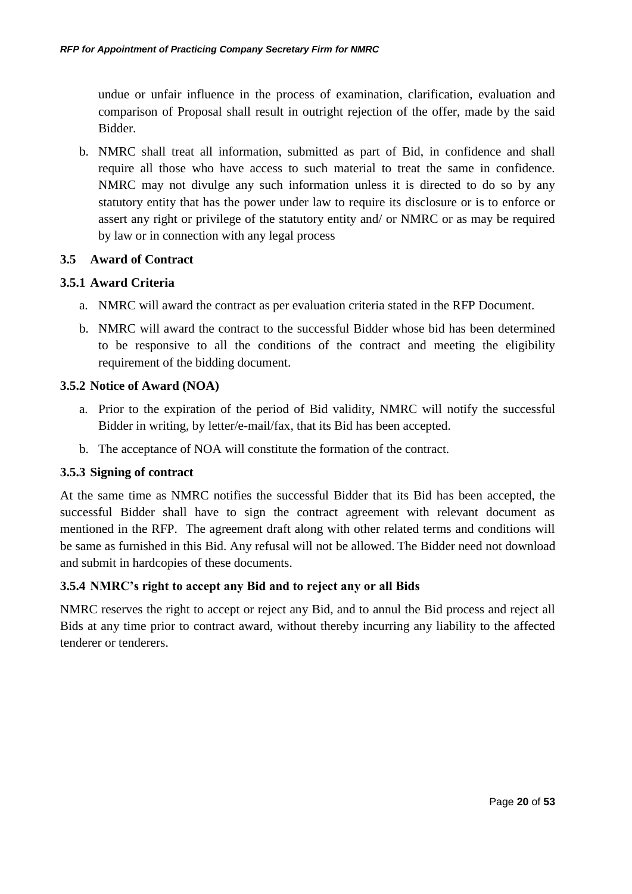undue or unfair influence in the process of examination, clarification, evaluation and comparison of Proposal shall result in outright rejection of the offer, made by the said Bidder.

b. NMRC shall treat all information, submitted as part of Bid, in confidence and shall require all those who have access to such material to treat the same in confidence. NMRC may not divulge any such information unless it is directed to do so by any statutory entity that has the power under law to require its disclosure or is to enforce or assert any right or privilege of the statutory entity and/ or NMRC or as may be required by law or in connection with any legal process

## 3.5 Award of Contract

### 3.5.1 Award Criteria

a. NMRC will award the contract as per evaluation criteria stated in the RFP Document.

b. NMRC will award the contract to the successful Bidder whose bid has been determined to be responsive to all the conditions of the contract and meeting the eligibility requirement of the bidding document.

### 3.5.2 Notice of Award (NOA)

a. Prior to the expiration of the period of Bid validity, NMRC will notify the successful Bidder in writing, by letter/e-mail/fax, that its Bid has been accepted.

b. The acceptance of NOA will constitute the formation of the contract.

### 3.5.3 Signing of contract

At the same time as NMRC notifies the successful Bidder that its Bid has been accepted, the successful Bidder shall have to sign the contract agreement with relevant document as mentioned in the RFP. The agreement draft along with other related terms and conditions will be same as furnished in this Bid. Any refusal will not be allowed. The Bidder need not download and submit in hardcopies of these documents.

### 3.5.4 NMRC's right to accept any Bid and to reject any or all Bids

NMRC reserves the right to accept or reject any Bid, and to annul the Bid process and reject all Bids at any time prior to contract award, without thereby incurring any liability to the affected tenderer or tenderers.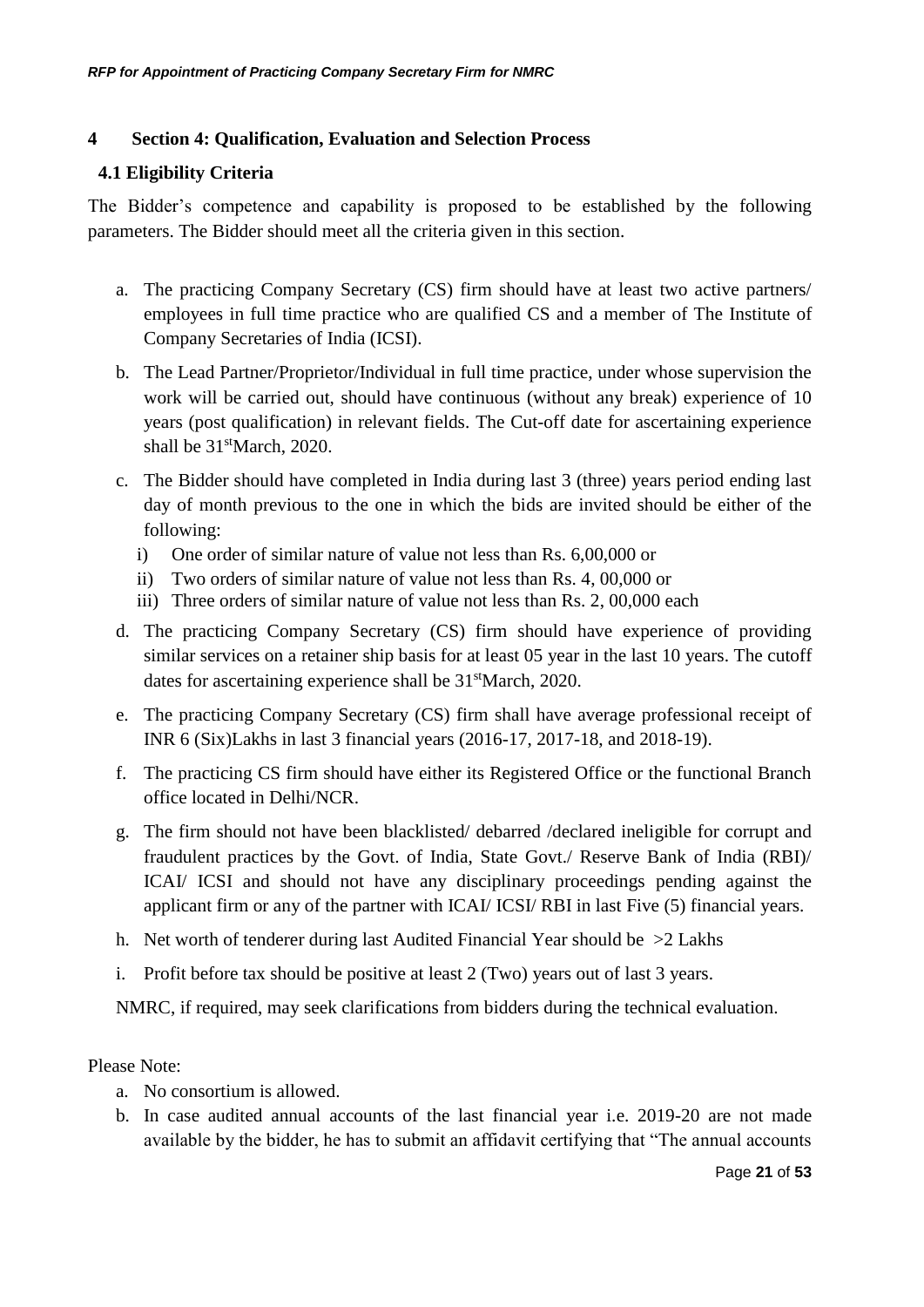# 4 Section 4: Qualification, Evaluation and Selection Process

## 4.1 Eligibility Criteria

The Bidder's competence and capability is proposed to be established by the following parameters. The Bidder should meet all the criteria given in this section.

a. The practicing Company Secretary (CS) firm should have at least two active partners/ employees in full time practice who are qualified CS and a member of The Institute of Company Secretaries of India (ICSI).

b. The Lead Partner/Proprietor/Individual in full time practice, under whose supervision the work will be carried out, should have continuous (without any break) experience of 10 years (post qualification) in relevant fields. The Cut-off date for ascertaining experience shall be 31st March, 2020.

c. The Bidder should have completed in India during last 3 (three) years period ending last day of month previous to the one in which the bids are invited should be either of the following:
   i) One order of similar nature of value not less than Rs. 6,00,000 or
   ii) Two orders of similar nature of value not less than Rs. 4, 00,000 or
   iii) Three orders of similar nature of value not less than Rs. 2, 00,000 each

d. The practicing Company Secretary (CS) firm should have experience of providing similar services on a retainer ship basis for at least 05 year in the last 10 years. The cutoff dates for ascertaining experience shall be 31st March, 2020.

e. The practicing Company Secretary (CS) firm shall have average professional receipt of INR 6 (Six)Lakhs in last 3 financial years (2016-17, 2017-18, and 2018-19).

f. The practicing CS firm should have either its Registered Office or the functional Branch office located in Delhi/NCR.

g. The firm should not have been blacklisted/ debarred /declared ineligible for corrupt and fraudulent practices by the Govt. of India, State Govt./ Reserve Bank of India (RBI)/ ICAI/ ICSI and should not have any disciplinary proceedings pending against the applicant firm or any of the partner with ICAI/ ICSI/ RBI in last Five (5) financial years.

h. Net worth of tenderer during last Audited Financial Year should be >2 Lakhs

i. Profit before tax should be positive at least 2 (Two) years out of last 3 years.

NMRC, if required, may seek clarifications from bidders during the technical evaluation.

Please Note:

a. No consortium is allowed.
b. In case audited annual accounts of the last financial year i.e. 2019-20 are not made available by the bidder, he has to submit an affidavit certifying that "The annual accounts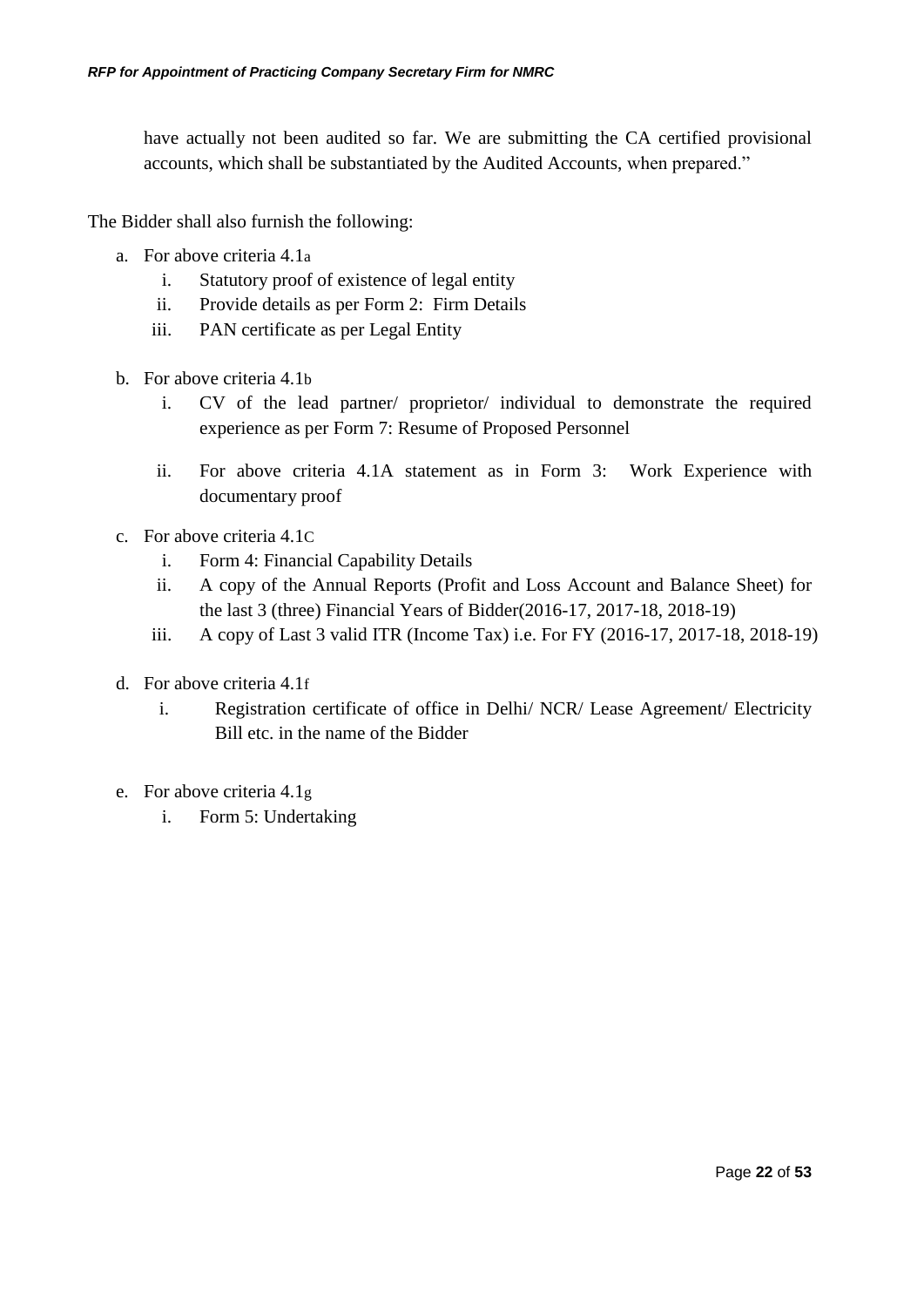have actually not been audited so far. We are submitting the CA certified provisional accounts, which shall be substantiated by the Audited Accounts, when prepared."

The Bidder shall also furnish the following:

a. For above criteria 4.1a
   i. Statutory proof of existence of legal entity
   ii. Provide details as per Form 2: Firm Details
   iii. PAN certificate as per Legal Entity

b. For above criteria 4.1b
   i. CV of the lead partner/ proprietor/ individual to demonstrate the required experience as per Form 7: Resume of Proposed Personnel
   ii. For above criteria 4.1A statement as in Form 3: Work Experience with documentary proof

c. For above criteria 4.1C
   i. Form 4: Financial Capability Details
   ii. A copy of the Annual Reports (Profit and Loss Account and Balance Sheet) for the last 3 (three) Financial Years of Bidder(2016-17, 2017-18, 2018-19)
   iii. A copy of Last 3 valid ITR (Income Tax) i.e. For FY (2016-17, 2017-18, 2018-19)

d. For above criteria 4.1f
   i. Registration certificate of office in Delhi/ NCR/ Lease Agreement/ Electricity Bill etc. in the name of the Bidder

e. For above criteria 4.1g
   i. Form 5: Undertaking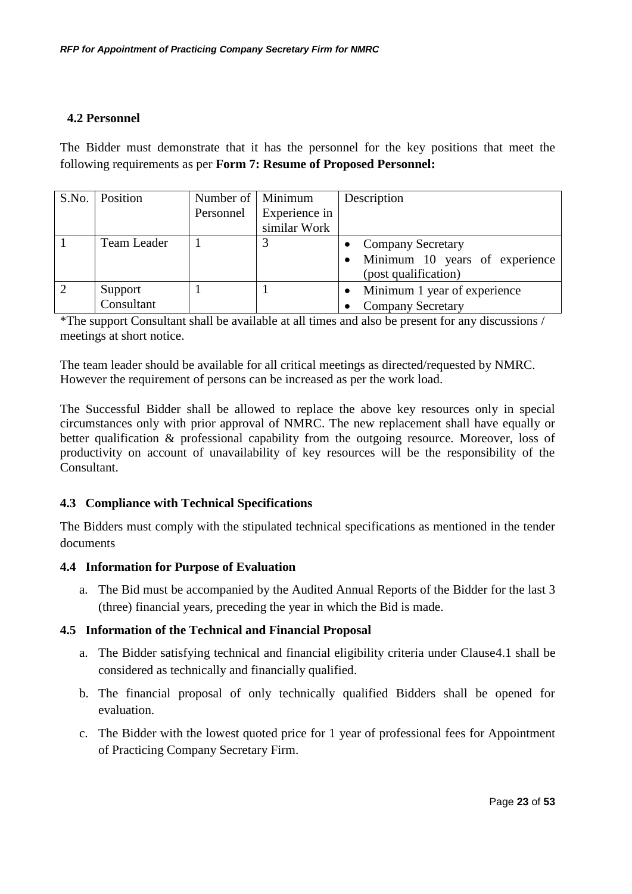### 4.2 Personnel

The Bidder must demonstrate that it has the personnel for the key positions that meet the following requirements as per **Form 7: Resume of Proposed Personnel:**

| S.No. | Position | Number of Personnel | Minimum Experience in similar Work | Description |
|---|---|---|---|---|
| 1 | Team Leader | 1 | 3 | • Company Secretary<br>• Minimum 10 years of experience (post qualification) |
| 2 | Support Consultant | 1 | 1 | • Minimum 1 year of experience<br>• Company Secretary |

*The support Consultant shall be available at all times and also be present for any discussions / meetings at short notice.

The team leader should be available for all critical meetings as directed/requested by NMRC. However the requirement of persons can be increased as per the work load.

The Successful Bidder shall be allowed to replace the above key resources only in special circumstances only with prior approval of NMRC. The new replacement shall have equally or better qualification & professional capability from the outgoing resource. Moreover, loss of productivity on account of unavailability of key resources will be the responsibility of the Consultant.

### 4.3 Compliance with Technical Specifications

The Bidders must comply with the stipulated technical specifications as mentioned in the tender documents

### 4.4 Information for Purpose of Evaluation

a. The Bid must be accompanied by the Audited Annual Reports of the Bidder for the last 3 (three) financial years, preceding the year in which the Bid is made.

### 4.5 Information of the Technical and Financial Proposal

a. The Bidder satisfying technical and financial eligibility criteria under Clause4.1 shall be considered as technically and financially qualified.

b. The financial proposal of only technically qualified Bidders shall be opened for evaluation.

c. The Bidder with the lowest quoted price for 1 year of professional fees for Appointment of Practicing Company Secretary Firm.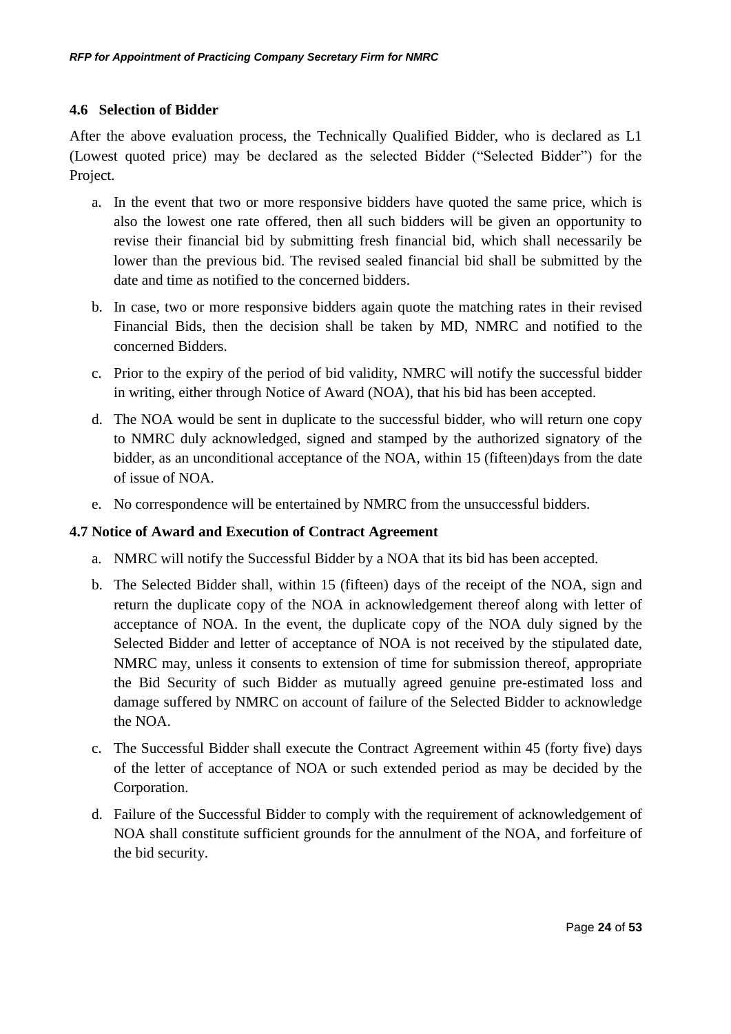### 4.6 Selection of Bidder

After the above evaluation process, the Technically Qualified Bidder, who is declared as L1 (Lowest quoted price) may be declared as the selected Bidder ("Selected Bidder") for the Project.

a. In the event that two or more responsive bidders have quoted the same price, which is also the lowest one rate offered, then all such bidders will be given an opportunity to revise their financial bid by submitting fresh financial bid, which shall necessarily be lower than the previous bid. The revised sealed financial bid shall be submitted by the date and time as notified to the concerned bidders.

b. In case, two or more responsive bidders again quote the matching rates in their revised Financial Bids, then the decision shall be taken by MD, NMRC and notified to the concerned Bidders.

c. Prior to the expiry of the period of bid validity, NMRC will notify the successful bidder in writing, either through Notice of Award (NOA), that his bid has been accepted.

d. The NOA would be sent in duplicate to the successful bidder, who will return one copy to NMRC duly acknowledged, signed and stamped by the authorized signatory of the bidder, as an unconditional acceptance of the NOA, within 15 (fifteen)days from the date of issue of NOA.

e. No correspondence will be entertained by NMRC from the unsuccessful bidders.

### 4.7 Notice of Award and Execution of Contract Agreement

a. NMRC will notify the Successful Bidder by a NOA that its bid has been accepted.

b. The Selected Bidder shall, within 15 (fifteen) days of the receipt of the NOA, sign and return the duplicate copy of the NOA in acknowledgement thereof along with letter of acceptance of NOA. In the event, the duplicate copy of the NOA duly signed by the Selected Bidder and letter of acceptance of NOA is not received by the stipulated date, NMRC may, unless it consents to extension of time for submission thereof, appropriate the Bid Security of such Bidder as mutually agreed genuine pre-estimated loss and damage suffered by NMRC on account of failure of the Selected Bidder to acknowledge the NOA.

c. The Successful Bidder shall execute the Contract Agreement within 45 (forty five) days of the letter of acceptance of NOA or such extended period as may be decided by the Corporation.

d. Failure of the Successful Bidder to comply with the requirement of acknowledgement of NOA shall constitute sufficient grounds for the annulment of the NOA, and forfeiture of the bid security.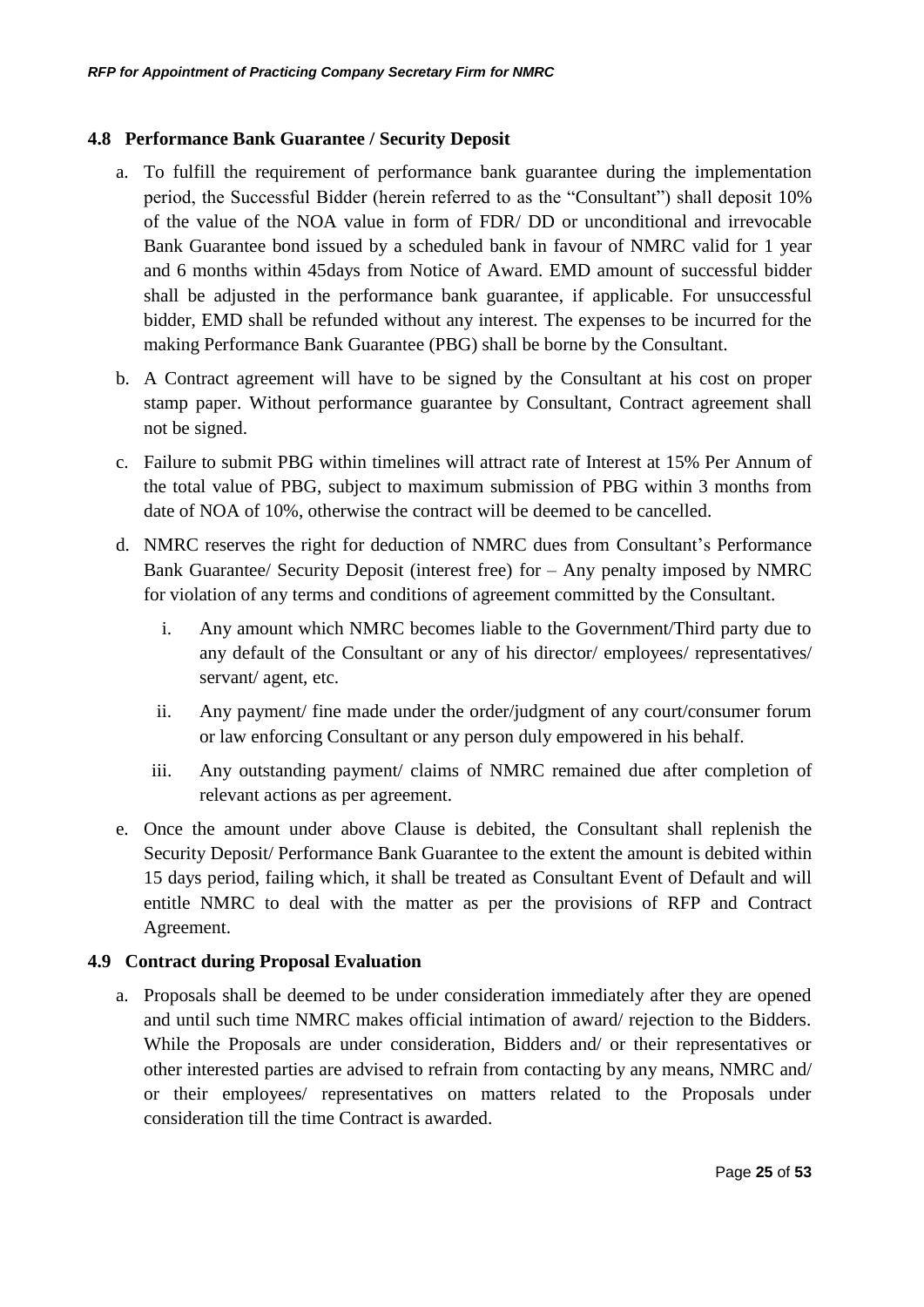### 4.8 Performance Bank Guarantee / Security Deposit

a. To fulfill the requirement of performance bank guarantee during the implementation period, the Successful Bidder (herein referred to as the "Consultant") shall deposit 10% of the value of the NOA value in form of FDR/ DD or unconditional and irrevocable Bank Guarantee bond issued by a scheduled bank in favour of NMRC valid for 1 year and 6 months within 45days from Notice of Award. EMD amount of successful bidder shall be adjusted in the performance bank guarantee, if applicable. For unsuccessful bidder, EMD shall be refunded without any interest. The expenses to be incurred for the making Performance Bank Guarantee (PBG) shall be borne by the Consultant.

b. A Contract agreement will have to be signed by the Consultant at his cost on proper stamp paper. Without performance guarantee by Consultant, Contract agreement shall not be signed.

c. Failure to submit PBG within timelines will attract rate of Interest at 15% Per Annum of the total value of PBG, subject to maximum submission of PBG within 3 months from date of NOA of 10%, otherwise the contract will be deemed to be cancelled.

d. NMRC reserves the right for deduction of NMRC dues from Consultant's Performance Bank Guarantee/ Security Deposit (interest free) for – Any penalty imposed by NMRC for violation of any terms and conditions of agreement committed by the Consultant.

   i. Any amount which NMRC becomes liable to the Government/Third party due to any default of the Consultant or any of his director/ employees/ representatives/ servant/ agent, etc.

   ii. Any payment/ fine made under the order/judgment of any court/consumer forum or law enforcing Consultant or any person duly empowered in his behalf.

   iii. Any outstanding payment/ claims of NMRC remained due after completion of relevant actions as per agreement.

e. Once the amount under above Clause is debited, the Consultant shall replenish the Security Deposit/ Performance Bank Guarantee to the extent the amount is debited within 15 days period, failing which, it shall be treated as Consultant Event of Default and will entitle NMRC to deal with the matter as per the provisions of RFP and Contract Agreement.

### 4.9 Contract during Proposal Evaluation

a. Proposals shall be deemed to be under consideration immediately after they are opened and until such time NMRC makes official intimation of award/ rejection to the Bidders. While the Proposals are under consideration, Bidders and/ or their representatives or other interested parties are advised to refrain from contacting by any means, NMRC and/ or their employees/ representatives on matters related to the Proposals under consideration till the time Contract is awarded.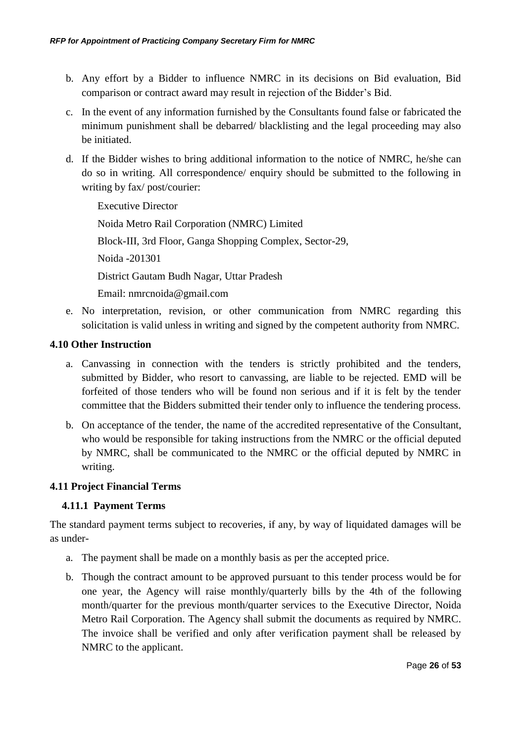b. Any effort by a Bidder to influence NMRC in its decisions on Bid evaluation, Bid comparison or contract award may result in rejection of the Bidder's Bid.

c. In the event of any information furnished by the Consultants found false or fabricated the minimum punishment shall be debarred/ blacklisting and the legal proceeding may also be initiated.

d. If the Bidder wishes to bring additional information to the notice of NMRC, he/she can do so in writing. All correspondence/ enquiry should be submitted to the following in writing by fax/ post/courier:

   Executive Director

   Noida Metro Rail Corporation (NMRC) Limited

   Block-III, 3rd Floor, Ganga Shopping Complex, Sector-29,

   Noida -201301

   District Gautam Budh Nagar, Uttar Pradesh

   Email: nmrcnoida@gmail.com

e. No interpretation, revision, or other communication from NMRC regarding this solicitation is valid unless in writing and signed by the competent authority from NMRC.

### 4.10 Other Instruction

a. Canvassing in connection with the tenders is strictly prohibited and the tenders, submitted by Bidder, who resort to canvassing, are liable to be rejected. EMD will be forfeited of those tenders who will be found non serious and if it is felt by the tender committee that the Bidders submitted their tender only to influence the tendering process.

b. On acceptance of the tender, the name of the accredited representative of the Consultant, who would be responsible for taking instructions from the NMRC or the official deputed by NMRC, shall be communicated to the NMRC or the official deputed by NMRC in writing.

### 4.11 Project Financial Terms

#### 4.11.1 Payment Terms

The standard payment terms subject to recoveries, if any, by way of liquidated damages will be as under-

a. The payment shall be made on a monthly basis as per the accepted price.

b. Though the contract amount to be approved pursuant to this tender process would be for one year, the Agency will raise monthly/quarterly bills by the 4th of the following month/quarter for the previous month/quarter services to the Executive Director, Noida Metro Rail Corporation. The Agency shall submit the documents as required by NMRC. The invoice shall be verified and only after verification payment shall be released by NMRC to the applicant.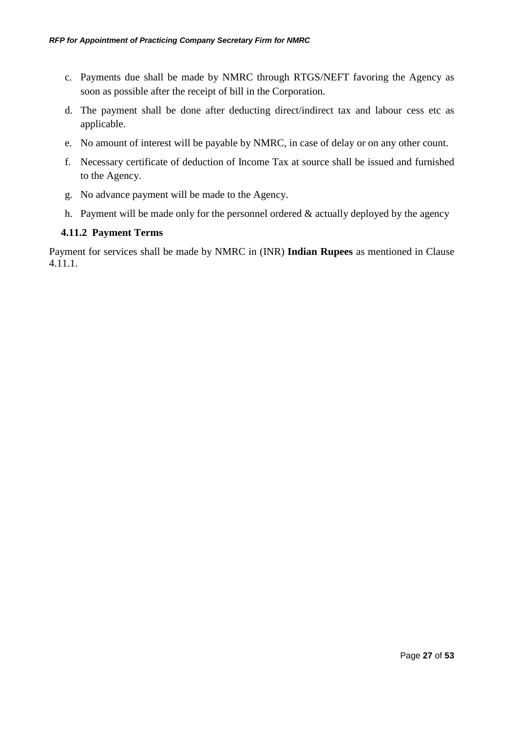c. Payments due shall be made by NMRC through RTGS/NEFT favoring the Agency as soon as possible after the receipt of bill in the Corporation.

d. The payment shall be done after deducting direct/indirect tax and labour cess etc as applicable.

e. No amount of interest will be payable by NMRC, in case of delay or on any other count.

f. Necessary certificate of deduction of Income Tax at source shall be issued and furnished to the Agency.

g. No advance payment will be made to the Agency.

h. Payment will be made only for the personnel ordered & actually deployed by the agency

#### 4.11.2 Payment Terms

Payment for services shall be made by NMRC in (INR) **Indian Rupees** as mentioned in Clause 4.11.1.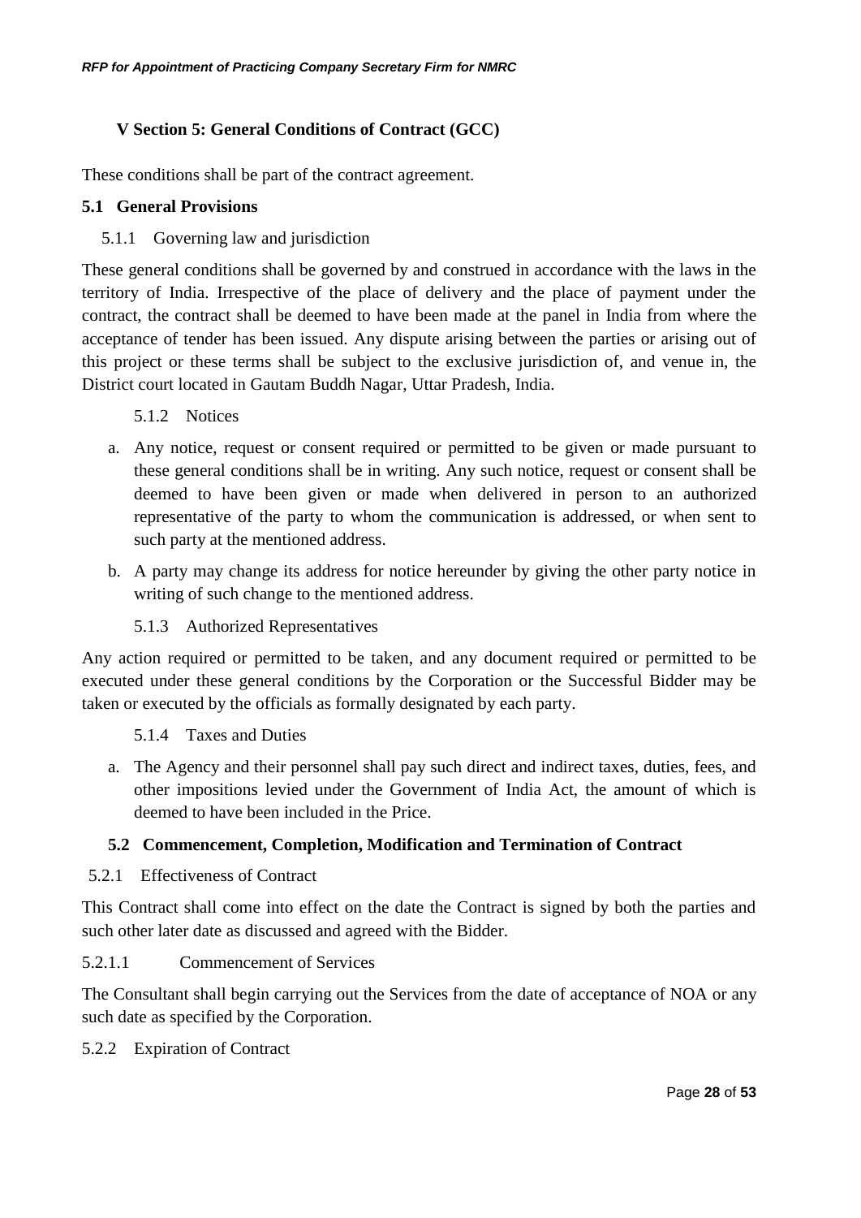## V Section 5: General Conditions of Contract (GCC)

These conditions shall be part of the contract agreement.

### 5.1 General Provisions

5.1.1 Governing law and jurisdiction

These general conditions shall be governed by and construed in accordance with the laws in the territory of India. Irrespective of the place of delivery and the place of payment under the contract, the contract shall be deemed to have been made at the panel in India from where the acceptance of tender has been issued. Any dispute arising between the parties or arising out of this project or these terms shall be subject to the exclusive jurisdiction of, and venue in, the District court located in Gautam Buddh Nagar, Uttar Pradesh, India.

5.1.2 Notices

a. Any notice, request or consent required or permitted to be given or made pursuant to these general conditions shall be in writing. Any such notice, request or consent shall be deemed to have been given or made when delivered in person to an authorized representative of the party to whom the communication is addressed, or when sent to such party at the mentioned address.

b. A party may change its address for notice hereunder by giving the other party notice in writing of such change to the mentioned address.

5.1.3 Authorized Representatives

Any action required or permitted to be taken, and any document required or permitted to be executed under these general conditions by the Corporation or the Successful Bidder may be taken or executed by the officials as formally designated by each party.

5.1.4 Taxes and Duties

a. The Agency and their personnel shall pay such direct and indirect taxes, duties, fees, and other impositions levied under the Government of India Act, the amount of which is deemed to have been included in the Price.

### 5.2 Commencement, Completion, Modification and Termination of Contract

5.2.1 Effectiveness of Contract

This Contract shall come into effect on the date the Contract is signed by both the parties and such other later date as discussed and agreed with the Bidder.

5.2.1.1 Commencement of Services

The Consultant shall begin carrying out the Services from the date of acceptance of NOA or any such date as specified by the Corporation.

5.2.2 Expiration of Contract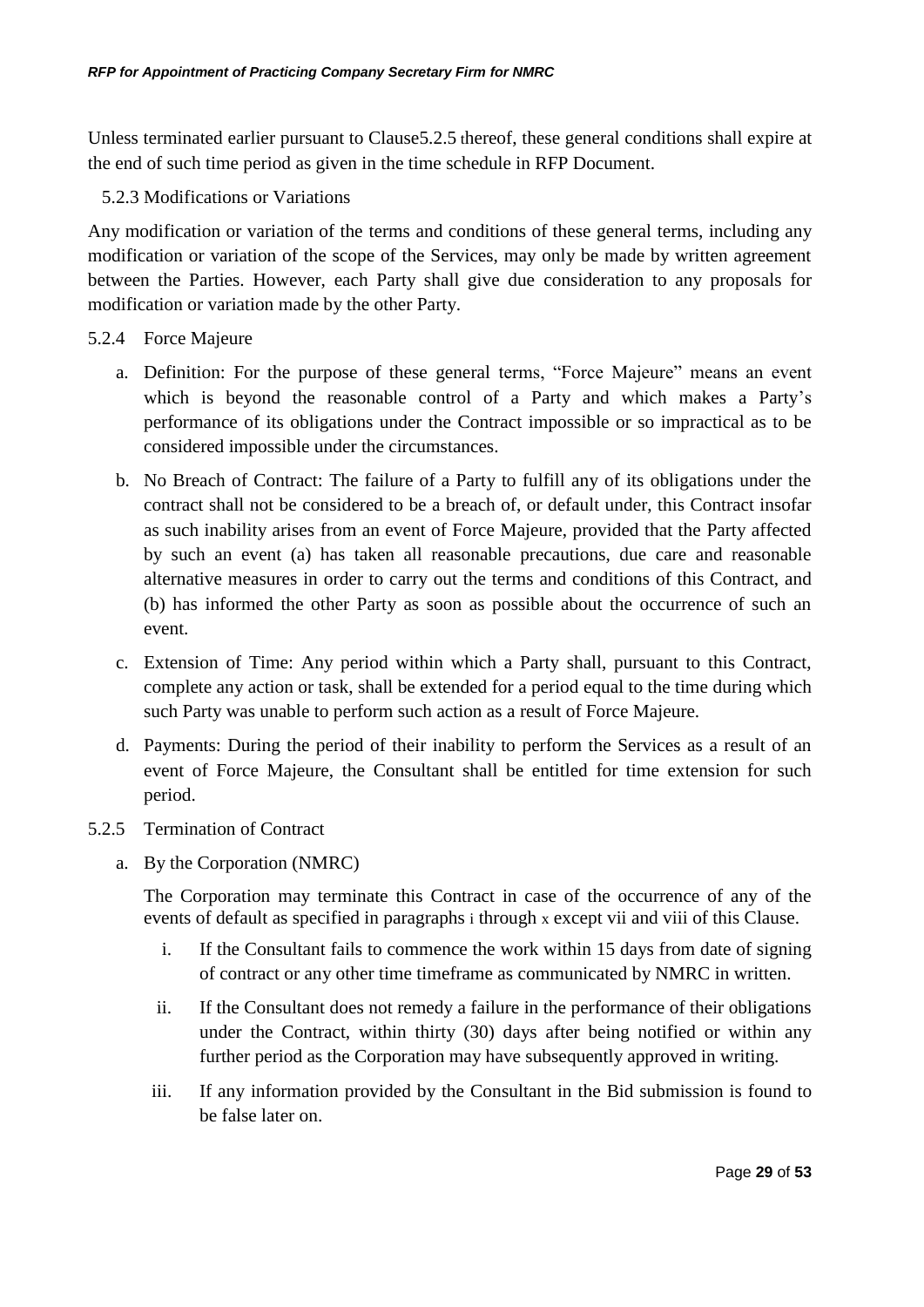Unless terminated earlier pursuant to Clause5.2.5 thereof, these general conditions shall expire at the end of such time period as given in the time schedule in RFP Document.

5.2.3 Modifications or Variations

Any modification or variation of the terms and conditions of these general terms, including any modification or variation of the scope of the Services, may only be made by written agreement between the Parties. However, each Party shall give due consideration to any proposals for modification or variation made by the other Party.

5.2.4 Force Majeure

a. Definition: For the purpose of these general terms, "Force Majeure" means an event which is beyond the reasonable control of a Party and which makes a Party's performance of its obligations under the Contract impossible or so impractical as to be considered impossible under the circumstances.

b. No Breach of Contract: The failure of a Party to fulfill any of its obligations under the contract shall not be considered to be a breach of, or default under, this Contract insofar as such inability arises from an event of Force Majeure, provided that the Party affected by such an event (a) has taken all reasonable precautions, due care and reasonable alternative measures in order to carry out the terms and conditions of this Contract, and (b) has informed the other Party as soon as possible about the occurrence of such an event.

c. Extension of Time: Any period within which a Party shall, pursuant to this Contract, complete any action or task, shall be extended for a period equal to the time during which such Party was unable to perform such action as a result of Force Majeure.

d. Payments: During the period of their inability to perform the Services as a result of an event of Force Majeure, the Consultant shall be entitled for time extension for such period.

5.2.5 Termination of Contract

a. By the Corporation (NMRC)

The Corporation may terminate this Contract in case of the occurrence of any of the events of default as specified in paragraphs i through x except vii and viii of this Clause.

i. If the Consultant fails to commence the work within 15 days from date of signing of contract or any other time timeframe as communicated by NMRC in written.

ii. If the Consultant does not remedy a failure in the performance of their obligations under the Contract, within thirty (30) days after being notified or within any further period as the Corporation may have subsequently approved in writing.

iii. If any information provided by the Consultant in the Bid submission is found to be false later on.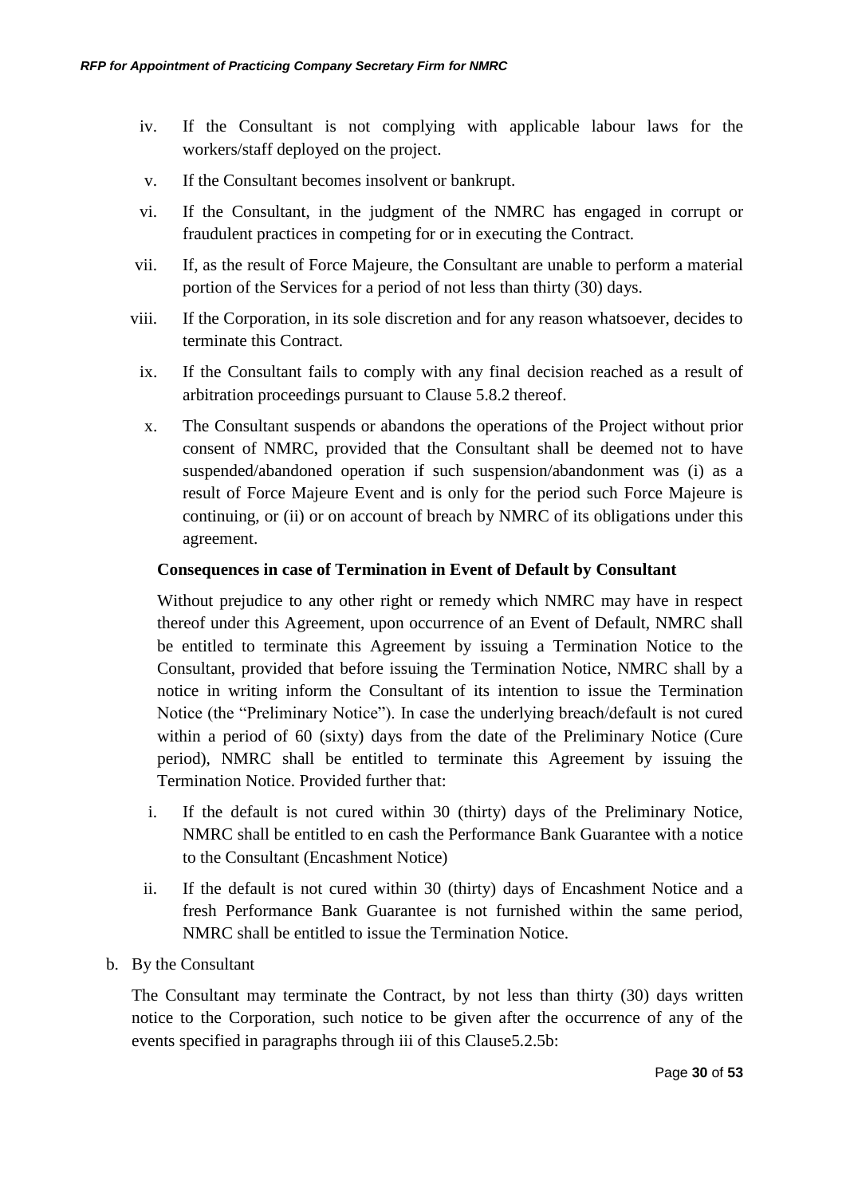iv. If the Consultant is not complying with applicable labour laws for the workers/staff deployed on the project.

v. If the Consultant becomes insolvent or bankrupt.

vi. If the Consultant, in the judgment of the NMRC has engaged in corrupt or fraudulent practices in competing for or in executing the Contract.

vii. If, as the result of Force Majeure, the Consultant are unable to perform a material portion of the Services for a period of not less than thirty (30) days.

viii. If the Corporation, in its sole discretion and for any reason whatsoever, decides to terminate this Contract.

ix. If the Consultant fails to comply with any final decision reached as a result of arbitration proceedings pursuant to Clause 5.8.2 thereof.

x. The Consultant suspends or abandons the operations of the Project without prior consent of NMRC, provided that the Consultant shall be deemed not to have suspended/abandoned operation if such suspension/abandonment was (i) as a result of Force Majeure Event and is only for the period such Force Majeure is continuing, or (ii) or on account of breach by NMRC of its obligations under this agreement.

**Consequences in case of Termination in Event of Default by Consultant**

Without prejudice to any other right or remedy which NMRC may have in respect thereof under this Agreement, upon occurrence of an Event of Default, NMRC shall be entitled to terminate this Agreement by issuing a Termination Notice to the Consultant, provided that before issuing the Termination Notice, NMRC shall by a notice in writing inform the Consultant of its intention to issue the Termination Notice (the "Preliminary Notice"). In case the underlying breach/default is not cured within a period of 60 (sixty) days from the date of the Preliminary Notice (Cure period), NMRC shall be entitled to terminate this Agreement by issuing the Termination Notice. Provided further that:

i. If the default is not cured within 30 (thirty) days of the Preliminary Notice, NMRC shall be entitled to en cash the Performance Bank Guarantee with a notice to the Consultant (Encashment Notice)

ii. If the default is not cured within 30 (thirty) days of Encashment Notice and a fresh Performance Bank Guarantee is not furnished within the same period, NMRC shall be entitled to issue the Termination Notice.

b. By the Consultant

The Consultant may terminate the Contract, by not less than thirty (30) days written notice to the Corporation, such notice to be given after the occurrence of any of the events specified in paragraphs through iii of this Clause5.2.5b: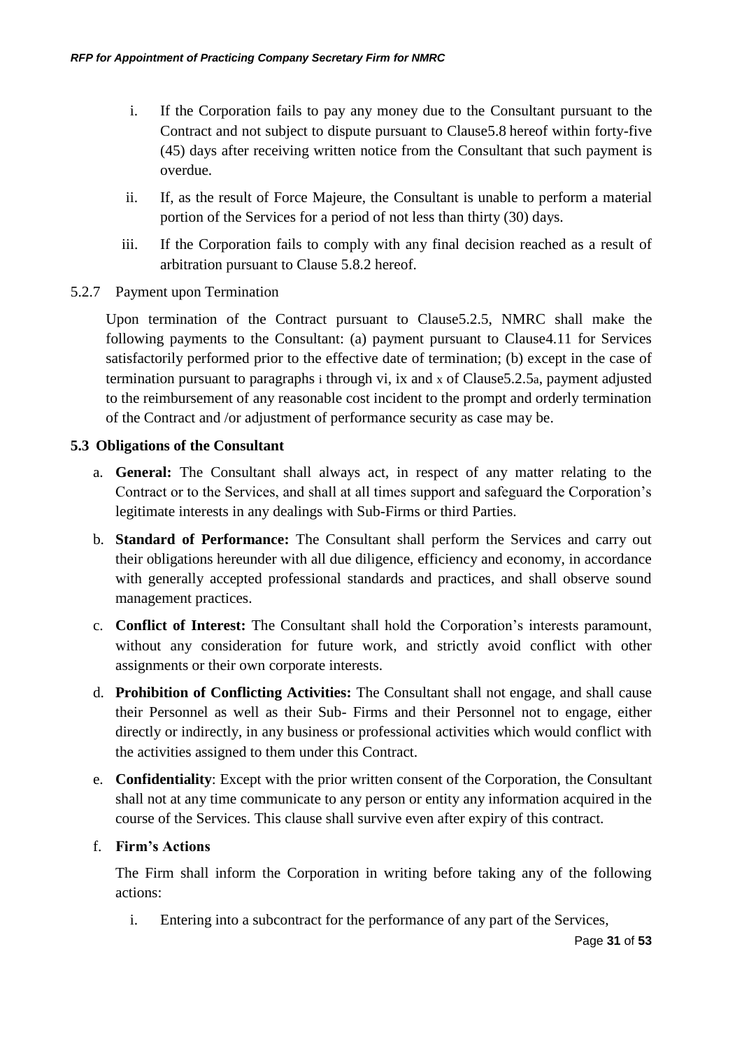i. If the Corporation fails to pay any money due to the Consultant pursuant to the Contract and not subject to dispute pursuant to Clause5.8 hereof within forty-five (45) days after receiving written notice from the Consultant that such payment is overdue.

ii. If, as the result of Force Majeure, the Consultant is unable to perform a material portion of the Services for a period of not less than thirty (30) days.

iii. If the Corporation fails to comply with any final decision reached as a result of arbitration pursuant to Clause 5.8.2 hereof.

5.2.7 Payment upon Termination

Upon termination of the Contract pursuant to Clause5.2.5, NMRC shall make the following payments to the Consultant: (a) payment pursuant to Clause4.11 for Services satisfactorily performed prior to the effective date of termination; (b) except in the case of termination pursuant to paragraphs i through vi, ix and x of Clause5.2.5a, payment adjusted to the reimbursement of any reasonable cost incident to the prompt and orderly termination of the Contract and /or adjustment of performance security as case may be.

**5.3 Obligations of the Consultant**

a. **General:** The Consultant shall always act, in respect of any matter relating to the Contract or to the Services, and shall at all times support and safeguard the Corporation's legitimate interests in any dealings with Sub-Firms or third Parties.

b. **Standard of Performance:** The Consultant shall perform the Services and carry out their obligations hereunder with all due diligence, efficiency and economy, in accordance with generally accepted professional standards and practices, and shall observe sound management practices.

c. **Conflict of Interest:** The Consultant shall hold the Corporation's interests paramount, without any consideration for future work, and strictly avoid conflict with other assignments or their own corporate interests.

d. **Prohibition of Conflicting Activities:** The Consultant shall not engage, and shall cause their Personnel as well as their Sub- Firms and their Personnel not to engage, either directly or indirectly, in any business or professional activities which would conflict with the activities assigned to them under this Contract.

e. **Confidentiality**: Except with the prior written consent of the Corporation, the Consultant shall not at any time communicate to any person or entity any information acquired in the course of the Services. This clause shall survive even after expiry of this contract.

f. **Firm's Actions**

The Firm shall inform the Corporation in writing before taking any of the following actions:

i. Entering into a subcontract for the performance of any part of the Services,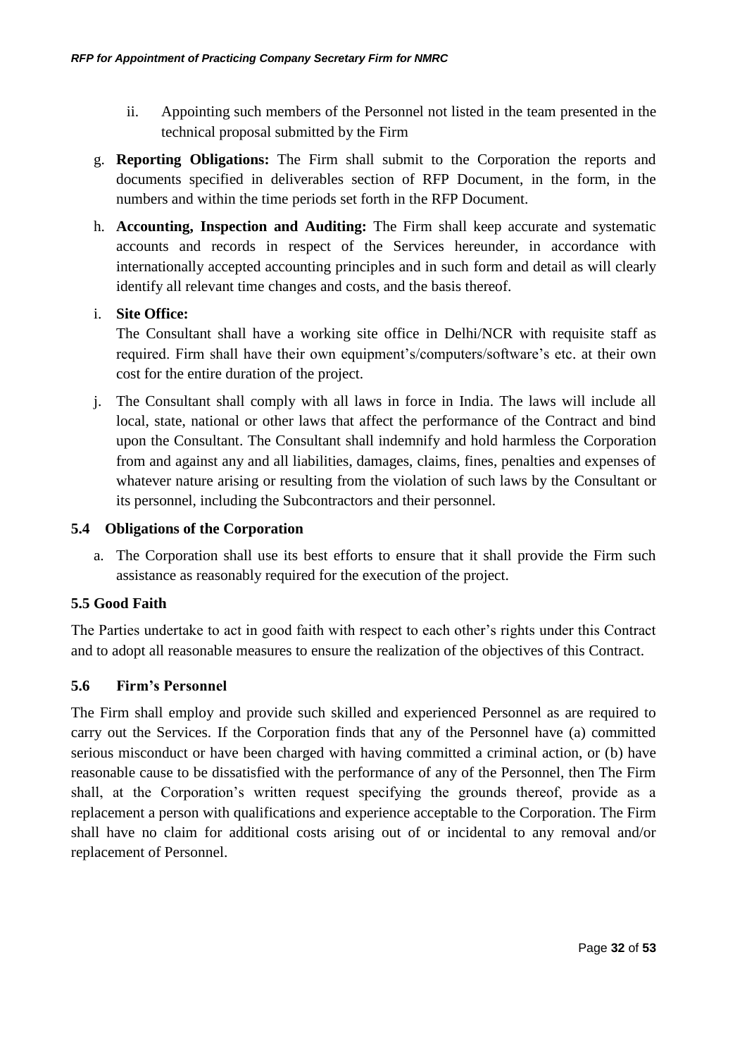ii. Appointing such members of the Personnel not listed in the team presented in the technical proposal submitted by the Firm

g. **Reporting Obligations:** The Firm shall submit to the Corporation the reports and documents specified in deliverables section of RFP Document, in the form, in the numbers and within the time periods set forth in the RFP Document.

h. **Accounting, Inspection and Auditing:** The Firm shall keep accurate and systematic accounts and records in respect of the Services hereunder, in accordance with internationally accepted accounting principles and in such form and detail as will clearly identify all relevant time changes and costs, and the basis thereof.

i. **Site Office:**
The Consultant shall have a working site office in Delhi/NCR with requisite staff as required. Firm shall have their own equipment's/computers/software's etc. at their own cost for the entire duration of the project.

j. The Consultant shall comply with all laws in force in India. The laws will include all local, state, national or other laws that affect the performance of the Contract and bind upon the Consultant. The Consultant shall indemnify and hold harmless the Corporation from and against any and all liabilities, damages, claims, fines, penalties and expenses of whatever nature arising or resulting from the violation of such laws by the Consultant or its personnel, including the Subcontractors and their personnel.

### 5.4 Obligations of the Corporation

a. The Corporation shall use its best efforts to ensure that it shall provide the Firm such assistance as reasonably required for the execution of the project.

### 5.5 Good Faith

The Parties undertake to act in good faith with respect to each other's rights under this Contract and to adopt all reasonable measures to ensure the realization of the objectives of this Contract.

### 5.6 Firm's Personnel

The Firm shall employ and provide such skilled and experienced Personnel as are required to carry out the Services. If the Corporation finds that any of the Personnel have (a) committed serious misconduct or have been charged with having committed a criminal action, or (b) have reasonable cause to be dissatisfied with the performance of any of the Personnel, then The Firm shall, at the Corporation's written request specifying the grounds thereof, provide as a replacement a person with qualifications and experience acceptable to the Corporation. The Firm shall have no claim for additional costs arising out of or incidental to any removal and/or replacement of Personnel.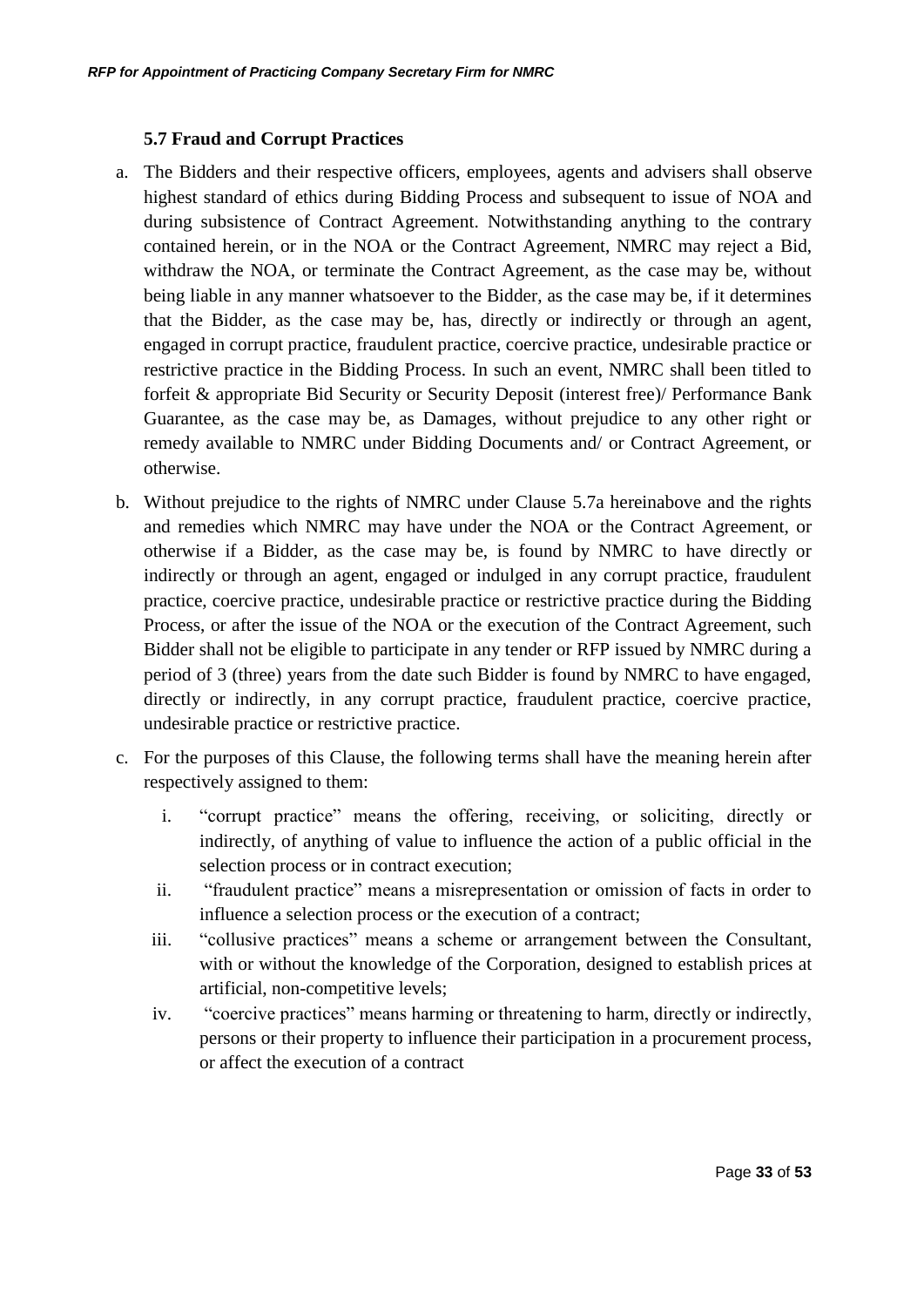### 5.7 Fraud and Corrupt Practices

a. The Bidders and their respective officers, employees, agents and advisers shall observe highest standard of ethics during Bidding Process and subsequent to issue of NOA and during subsistence of Contract Agreement. Notwithstanding anything to the contrary contained herein, or in the NOA or the Contract Agreement, NMRC may reject a Bid, withdraw the NOA, or terminate the Contract Agreement, as the case may be, without being liable in any manner whatsoever to the Bidder, as the case may be, if it determines that the Bidder, as the case may be, has, directly or indirectly or through an agent, engaged in corrupt practice, fraudulent practice, coercive practice, undesirable practice or restrictive practice in the Bidding Process. In such an event, NMRC shall been titled to forfeit & appropriate Bid Security or Security Deposit (interest free)/ Performance Bank Guarantee, as the case may be, as Damages, without prejudice to any other right or remedy available to NMRC under Bidding Documents and/ or Contract Agreement, or otherwise.

b. Without prejudice to the rights of NMRC under Clause 5.7a hereinabove and the rights and remedies which NMRC may have under the NOA or the Contract Agreement, or otherwise if a Bidder, as the case may be, is found by NMRC to have directly or indirectly or through an agent, engaged or indulged in any corrupt practice, fraudulent practice, coercive practice, undesirable practice or restrictive practice during the Bidding Process, or after the issue of the NOA or the execution of the Contract Agreement, such Bidder shall not be eligible to participate in any tender or RFP issued by NMRC during a period of 3 (three) years from the date such Bidder is found by NMRC to have engaged, directly or indirectly, in any corrupt practice, fraudulent practice, coercive practice, undesirable practice or restrictive practice.

c. For the purposes of this Clause, the following terms shall have the meaning herein after respectively assigned to them:

   i. "corrupt practice" means the offering, receiving, or soliciting, directly or indirectly, of anything of value to influence the action of a public official in the selection process or in contract execution;

   ii. "fraudulent practice" means a misrepresentation or omission of facts in order to influence a selection process or the execution of a contract;

   iii. "collusive practices" means a scheme or arrangement between the Consultant, with or without the knowledge of the Corporation, designed to establish prices at artificial, non-competitive levels;

   iv. "coercive practices" means harming or threatening to harm, directly or indirectly, persons or their property to influence their participation in a procurement process, or affect the execution of a contract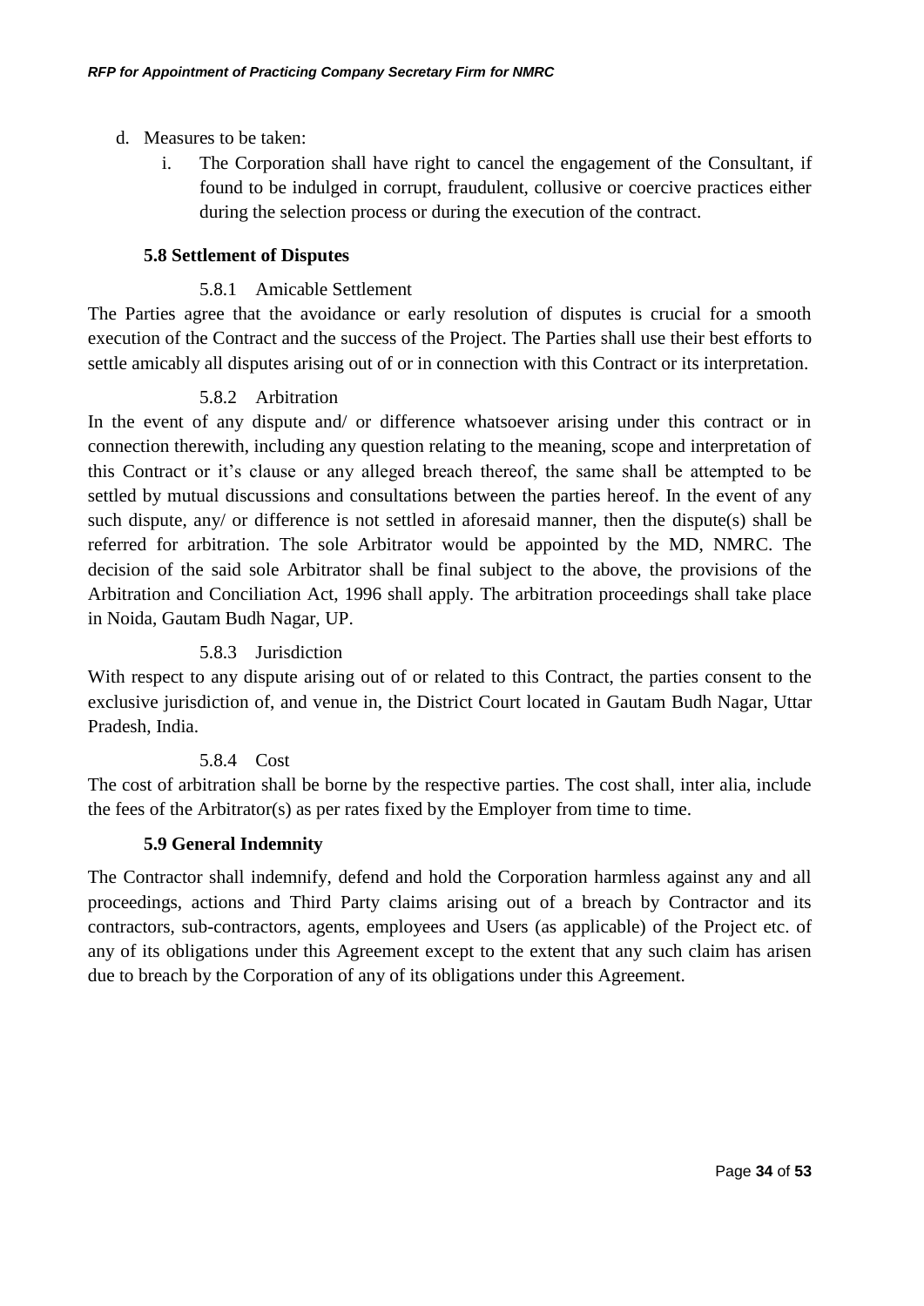d. Measures to be taken:

   i. The Corporation shall have right to cancel the engagement of the Consultant, if found to be indulged in corrupt, fraudulent, collusive or coercive practices either during the selection process or during the execution of the contract.

### 5.8 Settlement of Disputes

#### 5.8.1 Amicable Settlement

The Parties agree that the avoidance or early resolution of disputes is crucial for a smooth execution of the Contract and the success of the Project. The Parties shall use their best efforts to settle amicably all disputes arising out of or in connection with this Contract or its interpretation.

#### 5.8.2 Arbitration

In the event of any dispute and/ or difference whatsoever arising under this contract or in connection therewith, including any question relating to the meaning, scope and interpretation of this Contract or it's clause or any alleged breach thereof, the same shall be attempted to be settled by mutual discussions and consultations between the parties hereof. In the event of any such dispute, any/ or difference is not settled in aforesaid manner, then the dispute(s) shall be referred for arbitration. The sole Arbitrator would be appointed by the MD, NMRC. The decision of the said sole Arbitrator shall be final subject to the above, the provisions of the Arbitration and Conciliation Act, 1996 shall apply. The arbitration proceedings shall take place in Noida, Gautam Budh Nagar, UP.

#### 5.8.3 Jurisdiction

With respect to any dispute arising out of or related to this Contract, the parties consent to the exclusive jurisdiction of, and venue in, the District Court located in Gautam Budh Nagar, Uttar Pradesh, India.

#### 5.8.4 Cost

The cost of arbitration shall be borne by the respective parties. The cost shall, inter alia, include the fees of the Arbitrator(s) as per rates fixed by the Employer from time to time.

### 5.9 General Indemnity

The Contractor shall indemnify, defend and hold the Corporation harmless against any and all proceedings, actions and Third Party claims arising out of a breach by Contractor and its contractors, sub-contractors, agents, employees and Users (as applicable) of the Project etc. of any of its obligations under this Agreement except to the extent that any such claim has arisen due to breach by the Corporation of any of its obligations under this Agreement.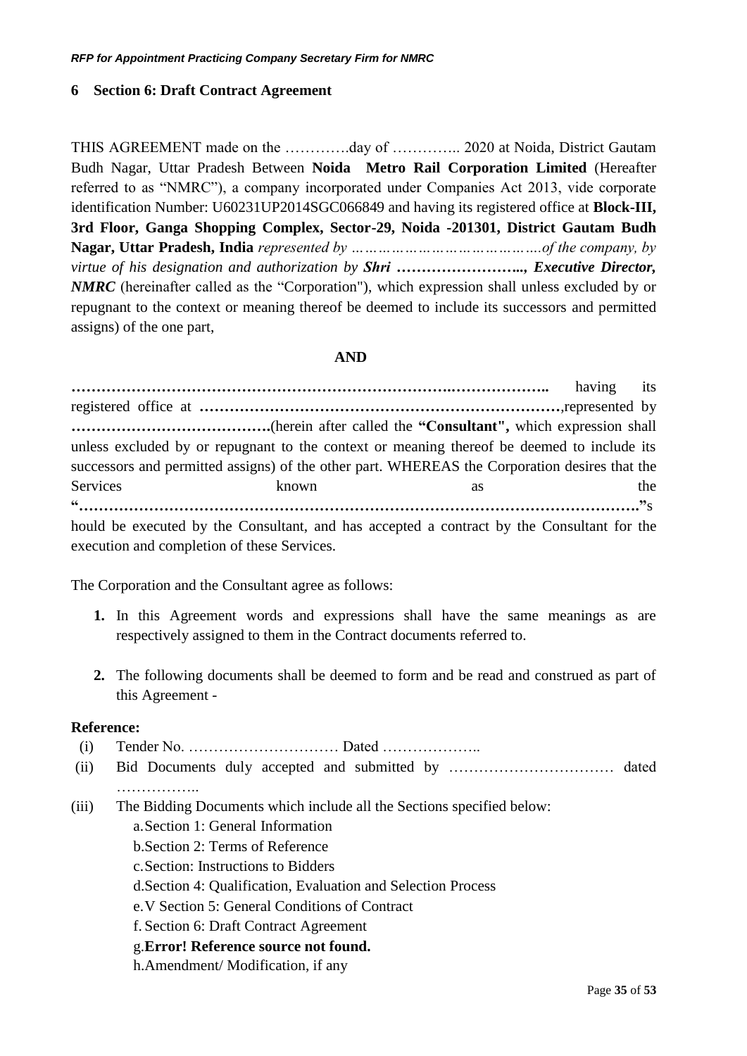# 6 Section 6: Draft Contract Agreement

THIS AGREEMENT made on the ………….day of ………….. 2020 at Noida, District Gautam Budh Nagar, Uttar Pradesh Between **Noida Metro Rail Corporation Limited** (Hereafter referred to as "NMRC"), a company incorporated under Companies Act 2013, vide corporate identification Number: U60231UP2014SGC066849 and having its registered office at **Block-III, 3rd Floor, Ganga Shopping Complex, Sector-29, Noida -201301, District Gautam Budh Nagar, Uttar Pradesh, India** *represented by ……………………………………of the company, by virtue of his designation and authorization by* ***Shri …………………….., Executive Director, NMRC*** (hereinafter called as the "Corporation"), which expression shall unless excluded by or repugnant to the context or meaning thereof be deemed to include its successors and permitted assigns) of the one part,

**AND**

**…………………………………………………………………….………………..** having its registered office at **………………………………………………………………**,represented by **………………………………….**(herein after called the **"Consultant",** which expression shall unless excluded by or repugnant to the context or meaning thereof be deemed to include its successors and permitted assigns) of the other part. WHEREAS the Corporation desires that the Services known as the **"……………………………………………………………………………………………….."**should be executed by the Consultant, and has accepted a contract by the Consultant for the execution and completion of these Services.

The Corporation and the Consultant agree as follows:

1. In this Agreement words and expressions shall have the same meanings as are respectively assigned to them in the Contract documents referred to.

2. The following documents shall be deemed to form and be read and construed as part of this Agreement -

**Reference:**

(i) Tender No. ………………………… Dated ………………..

(ii) Bid Documents duly accepted and submitted by …………………………… dated ……………..

(iii) The Bidding Documents which include all the Sections specified below:

a. Section 1: General Information
b. Section 2: Terms of Reference
c. Section: Instructions to Bidders
d. Section 4: Qualification, Evaluation and Selection Process
e. V Section 5: General Conditions of Contract
f. Section 6: Draft Contract Agreement
g. **Error! Reference source not found.**
h. Amendment/ Modification, if any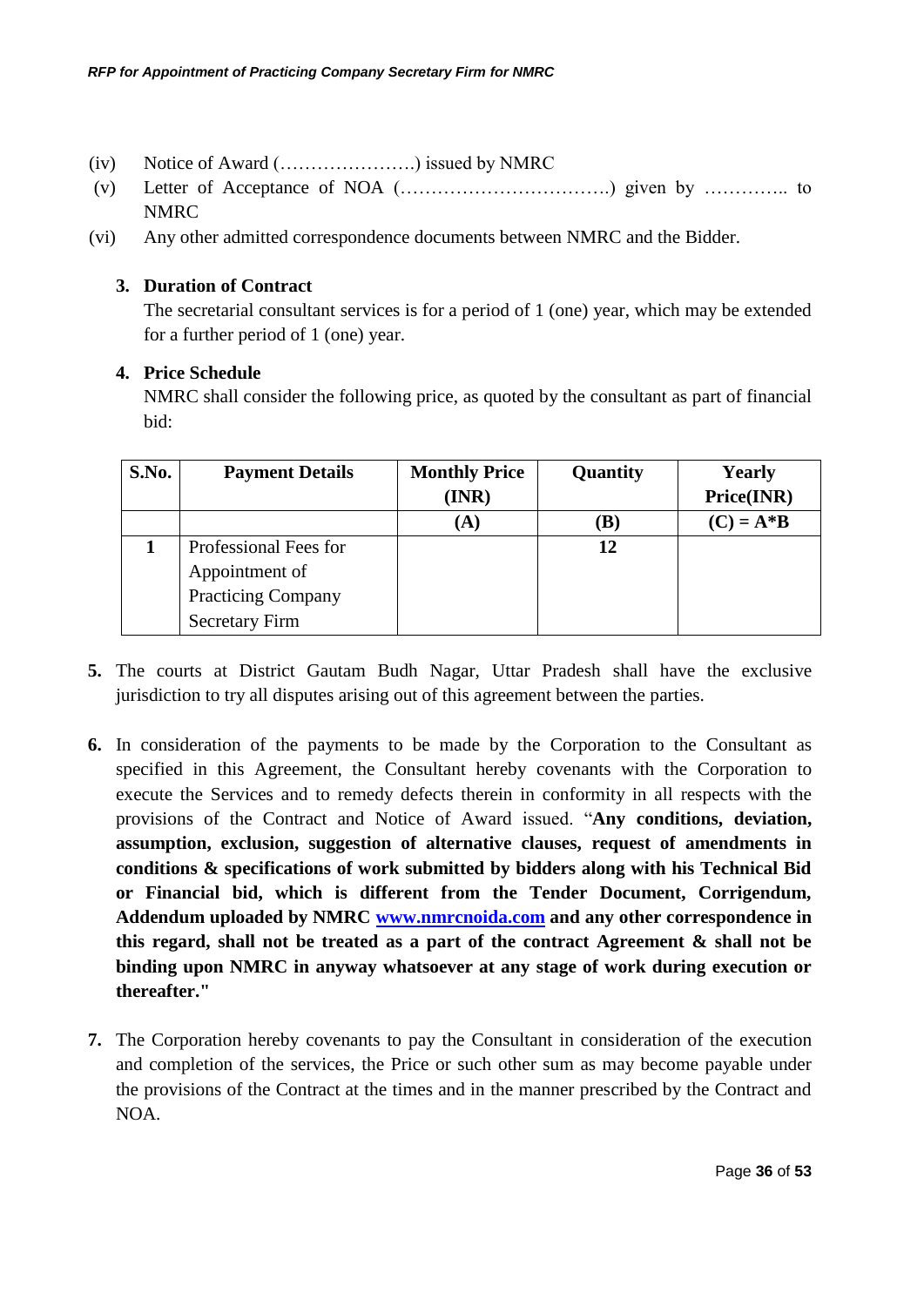(iv) Notice of Award (………………….) issued by NMRC

(v) Letter of Acceptance of NOA (…………………………….) given by ………….. to NMRC

(vi) Any other admitted correspondence documents between NMRC and the Bidder.

**3. Duration of Contract**

The secretarial consultant services is for a period of 1 (one) year, which may be extended for a further period of 1 (one) year.

**4. Price Schedule**

NMRC shall consider the following price, as quoted by the consultant as part of financial bid:

| S.No. | Payment Details | Monthly Price (INR) | Quantity | Yearly Price(INR) |
|---|---|---|---|---|
| | | (A) | (B) | (C) = A*B |
| 1 | Professional Fees for Appointment of Practicing Company Secretary Firm | | 12 | |

**5.** The courts at District Gautam Budh Nagar, Uttar Pradesh shall have the exclusive jurisdiction to try all disputes arising out of this agreement between the parties.

**6.** In consideration of the payments to be made by the Corporation to the Consultant as specified in this Agreement, the Consultant hereby covenants with the Corporation to execute the Services and to remedy defects therein in conformity in all respects with the provisions of the Contract and Notice of Award issued. "**Any conditions, deviation, assumption, exclusion, suggestion of alternative clauses, request of amendments in conditions & specifications of work submitted by bidders along with his Technical Bid or Financial bid, which is different from the Tender Document, Corrigendum, Addendum uploaded by NMRC [www.nmrcnoida.com](http://www.nmrcnoida.com) and any other correspondence in this regard, shall not be treated as a part of the contract Agreement & shall not be binding upon NMRC in anyway whatsoever at any stage of work during execution or thereafter."**

**7.** The Corporation hereby covenants to pay the Consultant in consideration of the execution and completion of the services, the Price or such other sum as may become payable under the provisions of the Contract at the times and in the manner prescribed by the Contract and NOA.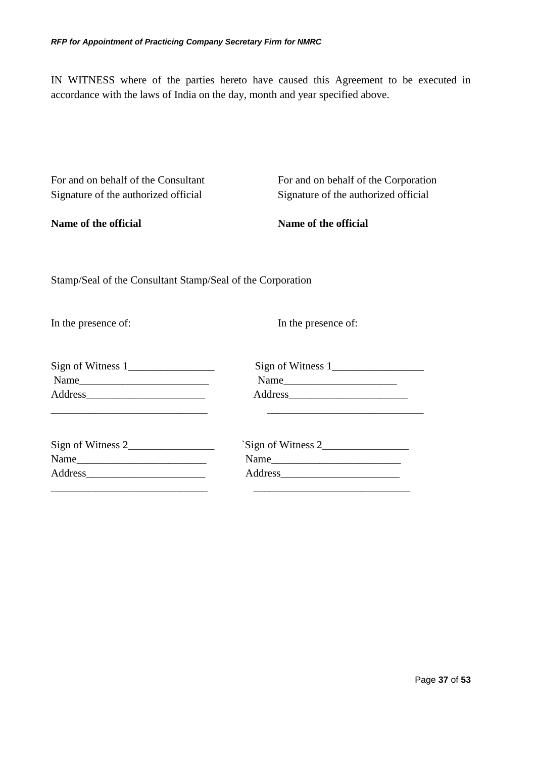IN WITNESS where of the parties hereto have caused this Agreement to be executed in accordance with the laws of India on the day, month and year specified above.

| For and on behalf of the Consultant | For and on behalf of the Corporation |
|---|---|
| Signature of the authorized official | Signature of the authorized official |
| **Name of the official** | **Name of the official** |

Stamp/Seal of the Consultant Stamp/Seal of the Corporation

| In the presence of: | In the presence of: |
|---|---|
| Sign of Witness 1________________ | Sign of Witness 1_________________ |
| Name________________________ | Name_____________________ |
| Address______________________ | Address______________________ |
| _____________________________ | _____________________________ |
| Sign of Witness 2________________ | `Sign of Witness 2________________ |
| Name________________________ | Name________________________ |
| Address______________________ | Address______________________ |
| _____________________________ | _____________________________ |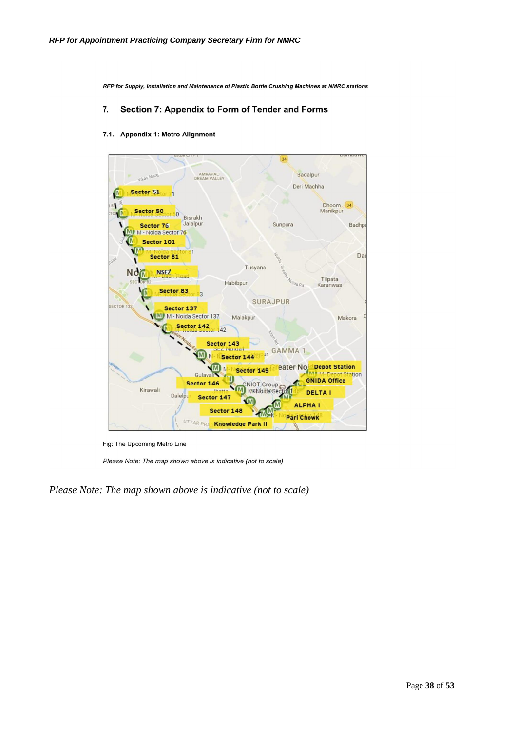*RFP for Supply, Installation and Maintenance of Plastic Bottle Crushing Machines at NMRC stations*

## 7. Section 7: Appendix to Form of Tender and Forms

### 7.1. Appendix 1: Metro Alignment

Fig: The Upcoming Metro Line

*Please Note: The map shown above is indicative (not to scale)*

*Please Note: The map shown above is indicative (not to scale)*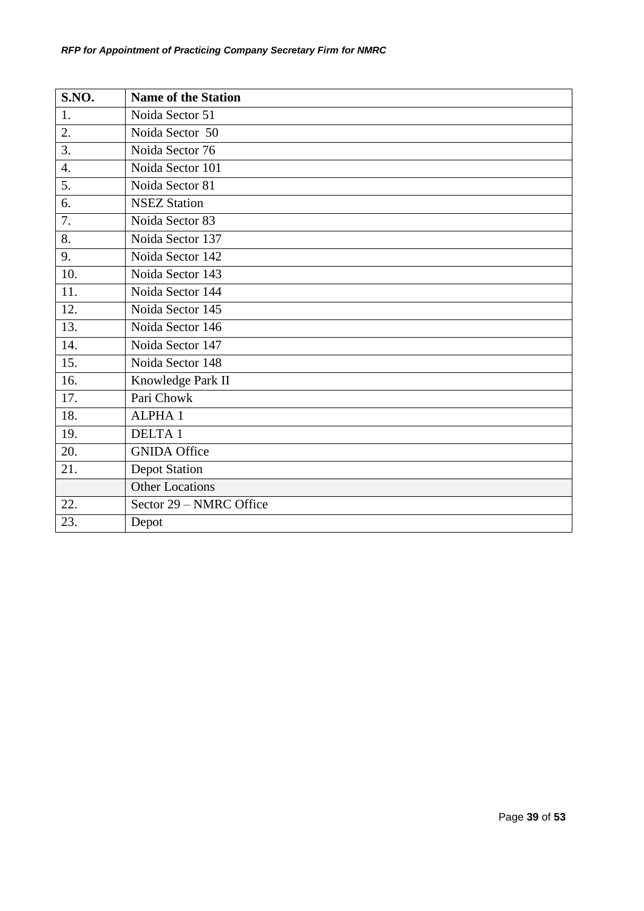| S.NO. | Name of the Station |
|---|---|
| 1. | Noida Sector 51 |
| 2. | Noida Sector 50 |
| 3. | Noida Sector 76 |
| 4. | Noida Sector 101 |
| 5. | Noida Sector 81 |
| 6. | NSEZ Station |
| 7. | Noida Sector 83 |
| 8. | Noida Sector 137 |
| 9. | Noida Sector 142 |
| 10. | Noida Sector 143 |
| 11. | Noida Sector 144 |
| 12. | Noida Sector 145 |
| 13. | Noida Sector 146 |
| 14. | Noida Sector 147 |
| 15. | Noida Sector 148 |
| 16. | Knowledge Park II |
| 17. | Pari Chowk |
| 18. | ALPHA 1 |
| 19. | DELTA 1 |
| 20. | GNIDA Office |
| 21. | Depot Station |
| | Other Locations |
| 22. | Sector 29 – NMRC Office |
| 23. | Depot |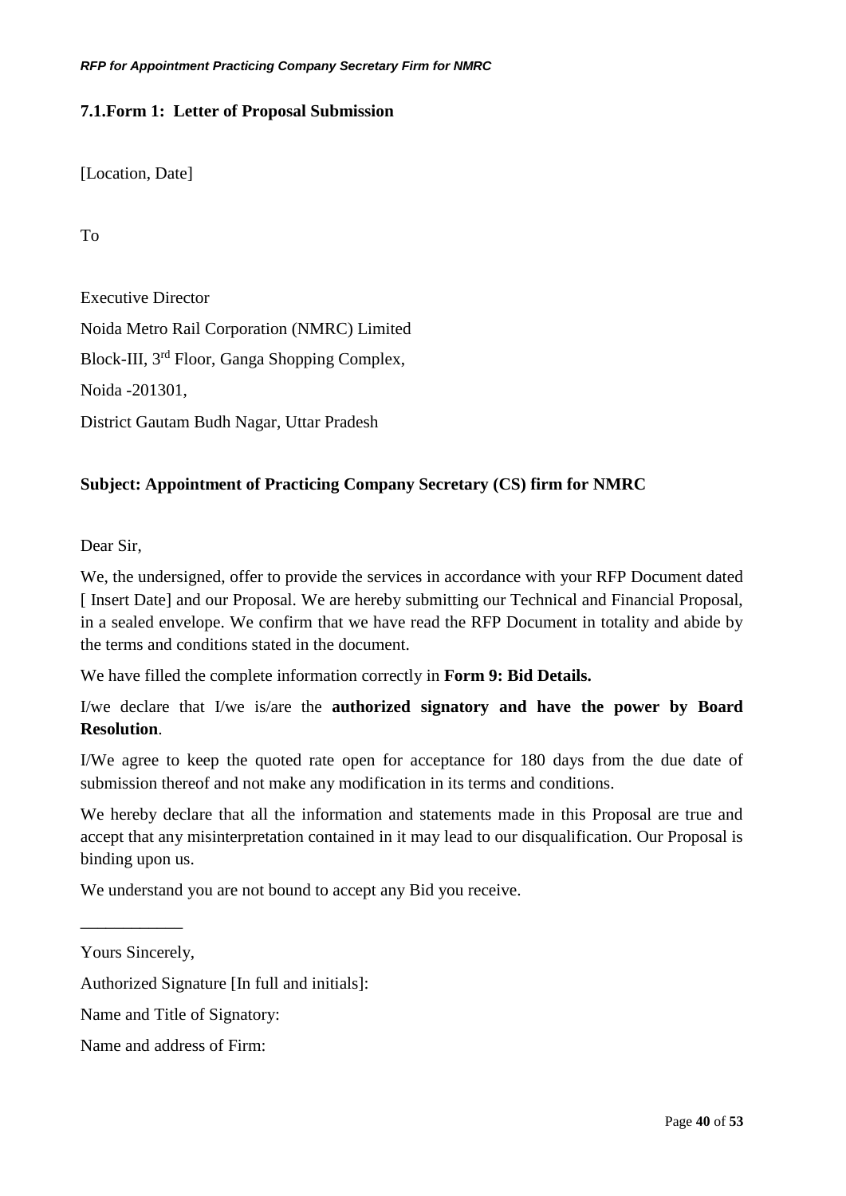### 7.1.Form 1: Letter of Proposal Submission

[Location, Date]

To

Executive Director

Noida Metro Rail Corporation (NMRC) Limited

Block-III, 3rd Floor, Ganga Shopping Complex,

Noida -201301,

District Gautam Budh Nagar, Uttar Pradesh

**Subject: Appointment of Practicing Company Secretary (CS) firm for NMRC**

Dear Sir,

We, the undersigned, offer to provide the services in accordance with your RFP Document dated [ Insert Date] and our Proposal. We are hereby submitting our Technical and Financial Proposal, in a sealed envelope. We confirm that we have read the RFP Document in totality and abide by the terms and conditions stated in the document.

We have filled the complete information correctly in **Form 9: Bid Details.**

I/we declare that I/we is/are the **authorized signatory and have the power by Board Resolution**.

I/We agree to keep the quoted rate open for acceptance for 180 days from the due date of submission thereof and not make any modification in its terms and conditions.

We hereby declare that all the information and statements made in this Proposal are true and accept that any misinterpretation contained in it may lead to our disqualification. Our Proposal is binding upon us.

We understand you are not bound to accept any Bid you receive.

\_\_\_\_\_\_\_\_\_\_\_\_

Yours Sincerely,

Authorized Signature [In full and initials]:

Name and Title of Signatory:

Name and address of Firm: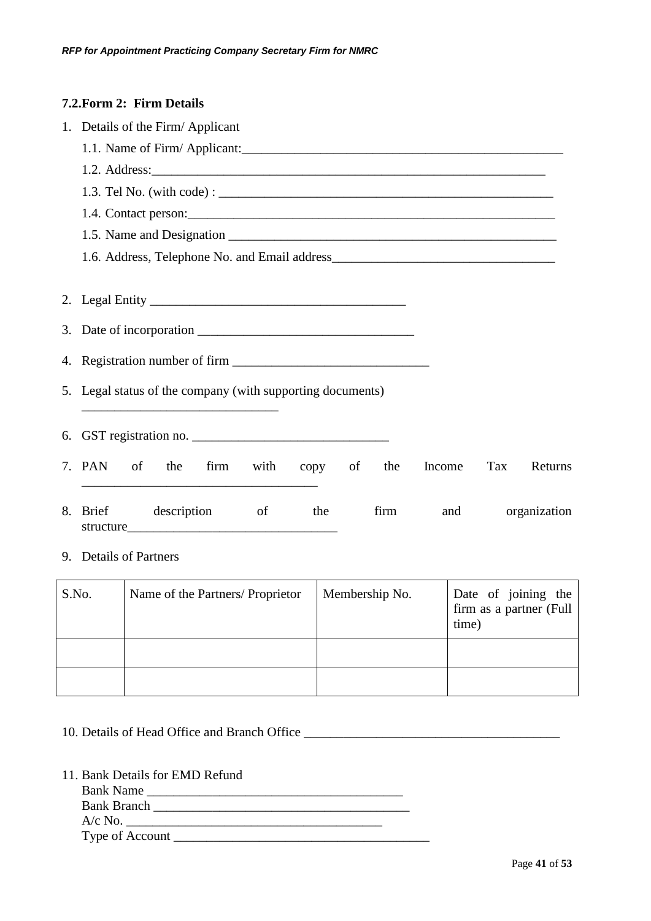### 7.2.Form 2: Firm Details

1. Details of the Firm/ Applicant
   1.1. Name of Firm/ Applicant:___________________________________________________
   1.2. Address:___________________________________________________________
   1.3. Tel No. (with code) : ___________________________________________________
   1.4. Contact person:_______________________________________________________
   1.5. Name and Designation __________________________________________________
   1.6. Address, Telephone No. and Email address_________________________________

2. Legal Entity _______________________________________

3. Date of incorporation ________________________________

4. Registration number of firm _____________________________

5. Legal status of the company (with supporting documents) _____________________________

6. GST registration no. _____________________________

7. PAN of the firm with copy of the Income Tax Returns ___________________________________

8. Brief description of the firm and organization structure________________________________

9. Details of Partners

| S.No. | Name of the Partners/ Proprietor | Membership No. | Date of joining the firm as a partner (Full time) |
|---|---|---|---|
| | | | |
| | | | |

10. Details of Head Office and Branch Office _______________________________________

11. Bank Details for EMD Refund
    Bank Name _______________________________________
    Bank Branch ________________________________________
    A/c No. ______________________________________
    Type of Account _______________________________________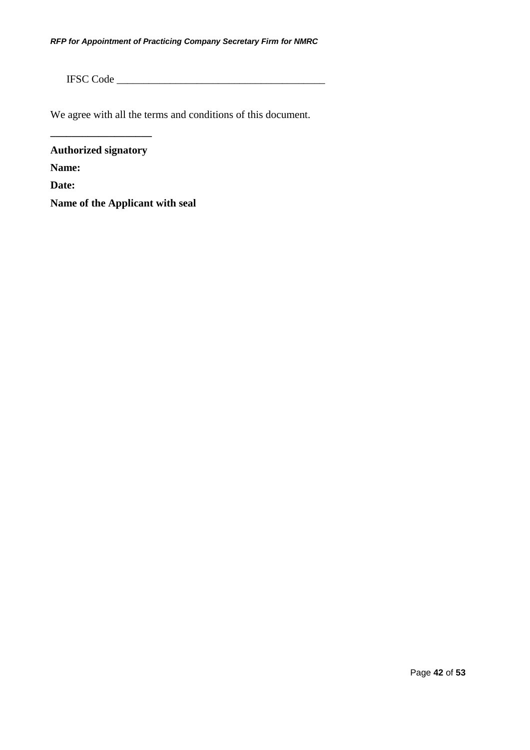IFSC Code ________________________________________

We agree with all the terms and conditions of this document.

___________________

**Authorized signatory**

**Name:**

**Date:**

**Name of the Applicant with seal**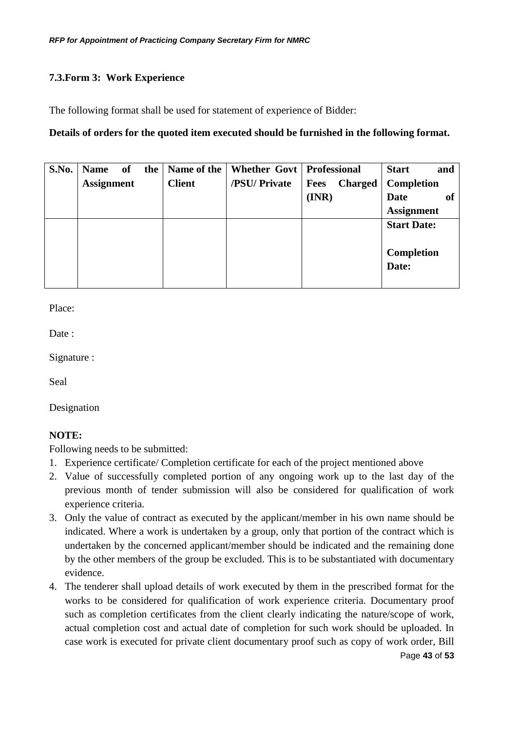### 7.3.Form 3: Work Experience

The following format shall be used for statement of experience of Bidder:

**Details of orders for the quoted item executed should be furnished in the following format.**

| S.No. | Name of the Assignment | Name of the Client | Whether Govt /PSU/ Private | Professional Fees Charged (INR) | Start and Completion Date of Assignment |
|---|---|---|---|---|---|
| | | | | | **Start Date:**<br><br>**Completion Date:** |

Place:

Date :

Signature :

Seal

Designation

**NOTE:**

Following needs to be submitted:

1. Experience certificate/ Completion certificate for each of the project mentioned above
2. Value of successfully completed portion of any ongoing work up to the last day of the previous month of tender submission will also be considered for qualification of work experience criteria.
3. Only the value of contract as executed by the applicant/member in his own name should be indicated. Where a work is undertaken by a group, only that portion of the contract which is undertaken by the concerned applicant/member should be indicated and the remaining done by the other members of the group be excluded. This is to be substantiated with documentary evidence.
4. The tenderer shall upload details of work executed by them in the prescribed format for the works to be considered for qualification of work experience criteria. Documentary proof such as completion certificates from the client clearly indicating the nature/scope of work, actual completion cost and actual date of completion for such work should be uploaded. In case work is executed for private client documentary proof such as copy of work order, Bill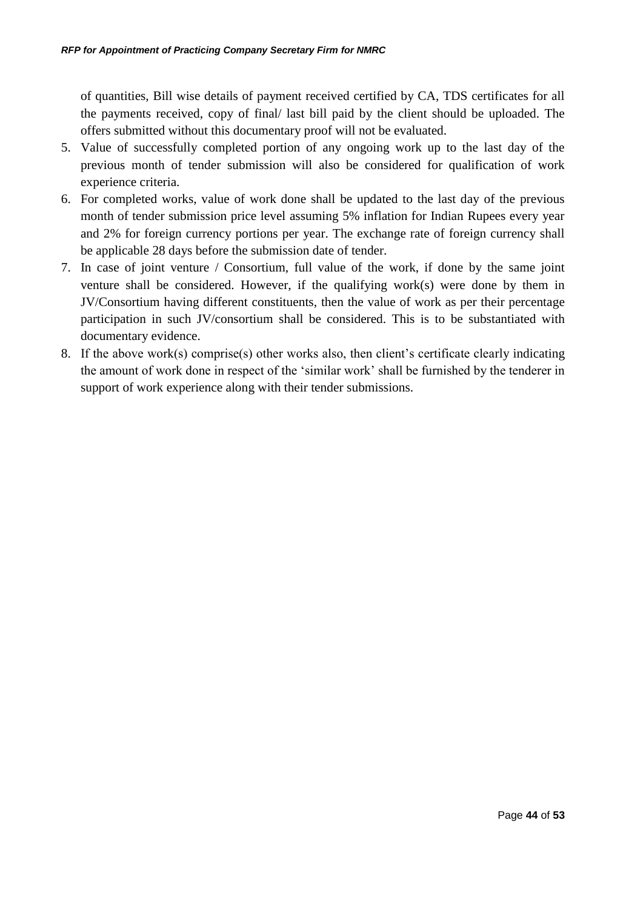of quantities, Bill wise details of payment received certified by CA, TDS certificates for all the payments received, copy of final/ last bill paid by the client should be uploaded. The offers submitted without this documentary proof will not be evaluated.

5. Value of successfully completed portion of any ongoing work up to the last day of the previous month of tender submission will also be considered for qualification of work experience criteria.
6. For completed works, value of work done shall be updated to the last day of the previous month of tender submission price level assuming 5% inflation for Indian Rupees every year and 2% for foreign currency portions per year. The exchange rate of foreign currency shall be applicable 28 days before the submission date of tender.
7. In case of joint venture / Consortium, full value of the work, if done by the same joint venture shall be considered. However, if the qualifying work(s) were done by them in JV/Consortium having different constituents, then the value of work as per their percentage participation in such JV/consortium shall be considered. This is to be substantiated with documentary evidence.
8. If the above work(s) comprise(s) other works also, then client's certificate clearly indicating the amount of work done in respect of the 'similar work' shall be furnished by the tenderer in support of work experience along with their tender submissions.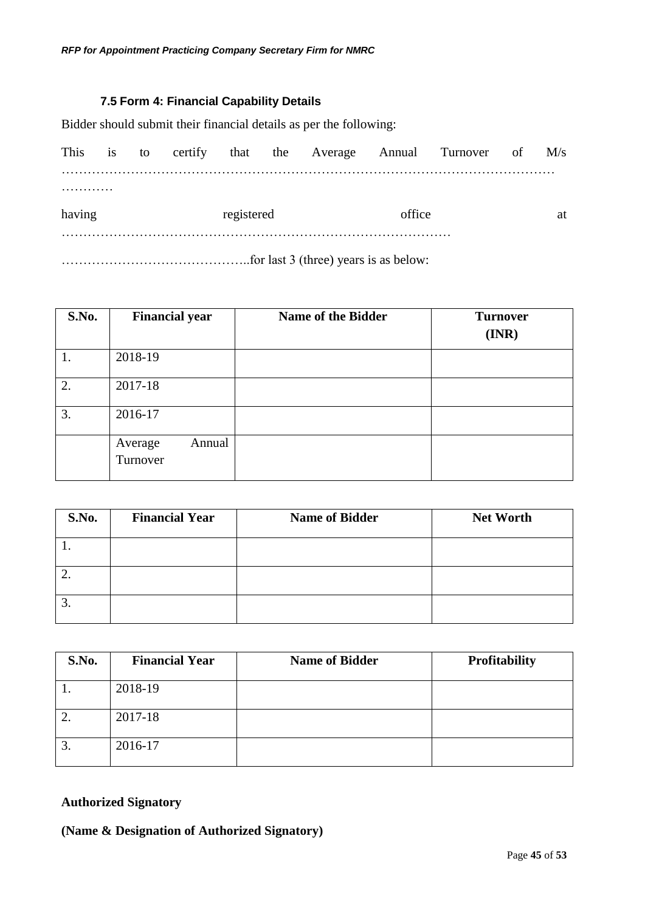### 7.5 Form 4: Financial Capability Details

Bidder should submit their financial details as per the following:

This is to certify that the Average Annual Turnover of M/s …………………………………………………………………………………………………… …………

having registered office at ………………………………………………………………………………

……………………………………..for last 3 (three) years is as below:

| S.No. | Financial year | Name of the Bidder | Turnover (INR) |
|---|---|---|---|
| 1. | 2018-19 | | |
| 2. | 2017-18 | | |
| 3. | 2016-17 | | |
| | Average Annual Turnover | | |

| S.No. | Financial Year | Name of Bidder | Net Worth |
|---|---|---|---|
| 1. | | | |
| 2. | | | |
| 3. | | | |

| S.No. | Financial Year | Name of Bidder | Profitability |
|---|---|---|---|
| 1. | 2018-19 | | |
| 2. | 2017-18 | | |
| 3. | 2016-17 | | |

**Authorized Signatory**

**(Name & Designation of Authorized Signatory)**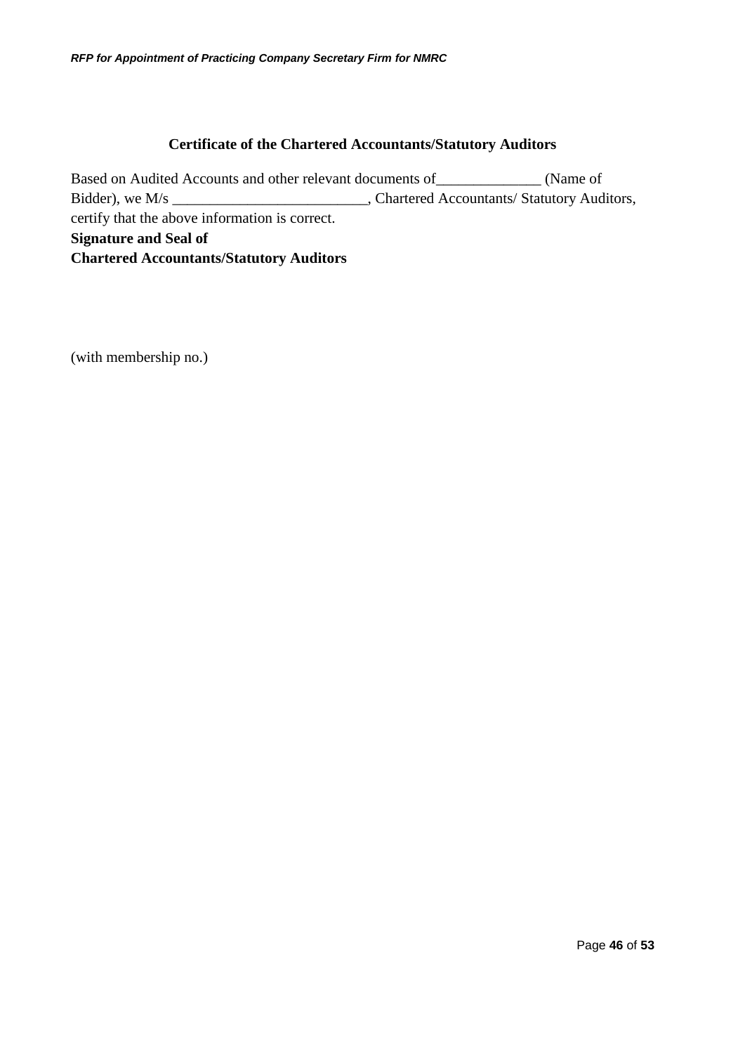**Certificate of the Chartered Accountants/Statutory Auditors**

Based on Audited Accounts and other relevant documents of______________ (Name of Bidder), we M/s __________________________, Chartered Accountants/ Statutory Auditors, certify that the above information is correct.

**Signature and Seal of**
**Chartered Accountants/Statutory Auditors**

(with membership no.)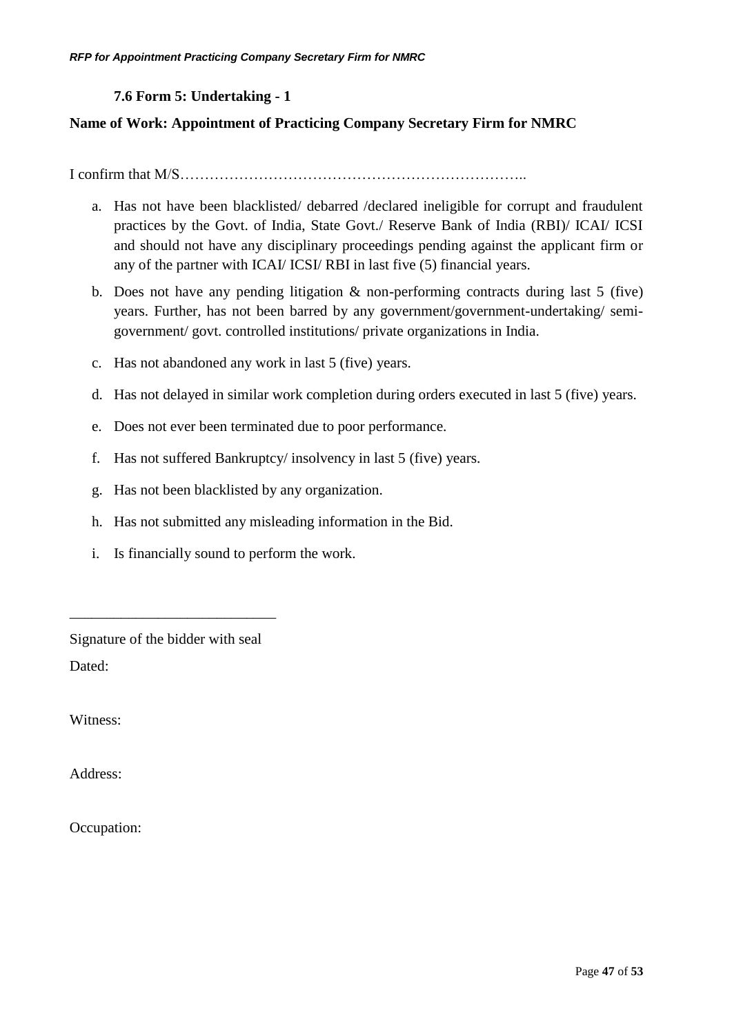### 7.6 Form 5: Undertaking - 1

**Name of Work: Appointment of Practicing Company Secretary Firm for NMRC**

I confirm that M/S……………………………………………………………..

a. Has not have been blacklisted/ debarred /declared ineligible for corrupt and fraudulent practices by the Govt. of India, State Govt./ Reserve Bank of India (RBI)/ ICAI/ ICSI and should not have any disciplinary proceedings pending against the applicant firm or any of the partner with ICAI/ ICSI/ RBI in last five (5) financial years.
b. Does not have any pending litigation & non-performing contracts during last 5 (five) years. Further, has not been barred by any government/government-undertaking/ semi-government/ govt. controlled institutions/ private organizations in India.
c. Has not abandoned any work in last 5 (five) years.
d. Has not delayed in similar work completion during orders executed in last 5 (five) years.
e. Does not ever been terminated due to poor performance.
f. Has not suffered Bankruptcy/ insolvency in last 5 (five) years.
g. Has not been blacklisted by any organization.
h. Has not submitted any misleading information in the Bid.
i. Is financially sound to perform the work.

\_\_\_\_\_\_\_\_\_\_\_\_\_\_\_\_\_\_\_\_\_\_\_\_\_\_\_

Signature of the bidder with seal

Dated:

Witness:

Address:

Occupation: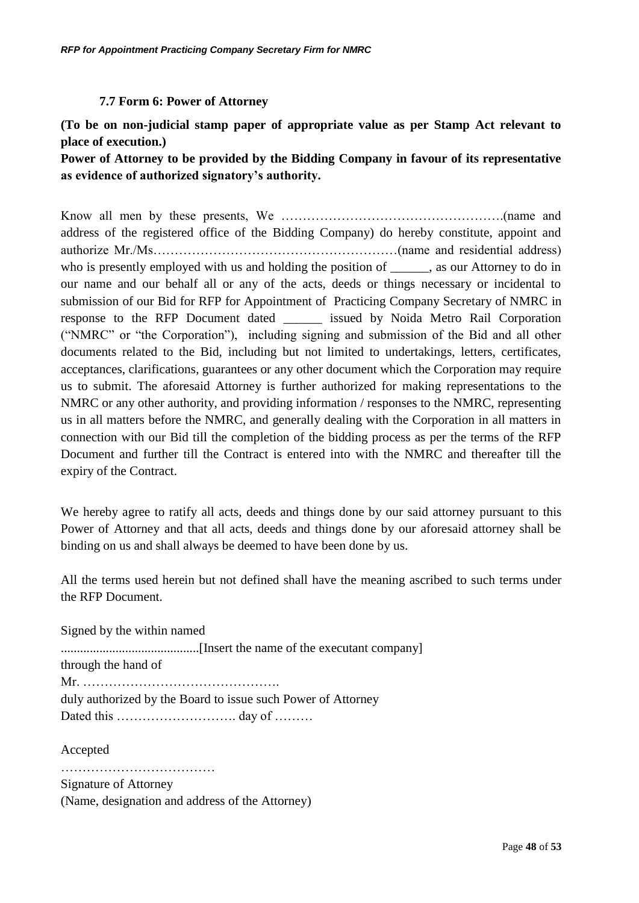### 7.7 Form 6: Power of Attorney

**(To be on non-judicial stamp paper of appropriate value as per Stamp Act relevant to place of execution.)**

**Power of Attorney to be provided by the Bidding Company in favour of its representative as evidence of authorized signatory's authority.**

Know all men by these presents, We …………………………………………….(name and address of the registered office of the Bidding Company) do hereby constitute, appoint and authorize Mr./Ms…………………………………………………(name and residential address) who is presently employed with us and holding the position of ______, as our Attorney to do in our name and our behalf all or any of the acts, deeds or things necessary or incidental to submission of our Bid for RFP for Appointment of Practicing Company Secretary of NMRC in response to the RFP Document dated ______ issued by Noida Metro Rail Corporation ("NMRC" or "the Corporation"), including signing and submission of the Bid and all other documents related to the Bid, including but not limited to undertakings, letters, certificates, acceptances, clarifications, guarantees or any other document which the Corporation may require us to submit. The aforesaid Attorney is further authorized for making representations to the NMRC or any other authority, and providing information / responses to the NMRC, representing us in all matters before the NMRC, and generally dealing with the Corporation in all matters in connection with our Bid till the completion of the bidding process as per the terms of the RFP Document and further till the Contract is entered into with the NMRC and thereafter till the expiry of the Contract.

We hereby agree to ratify all acts, deeds and things done by our said attorney pursuant to this Power of Attorney and that all acts, deeds and things done by our aforesaid attorney shall be binding on us and shall always be deemed to have been done by us.

All the terms used herein but not defined shall have the meaning ascribed to such terms under the RFP Document.

Signed by the within named  
...........................................[Insert the name of the executant company]  
through the hand of  
Mr. ……………………………………….  
duly authorized by the Board to issue such Power of Attorney  
Dated this ………………………. day of ………

Accepted  
………………………………  
Signature of Attorney  
(Name, designation and address of the Attorney)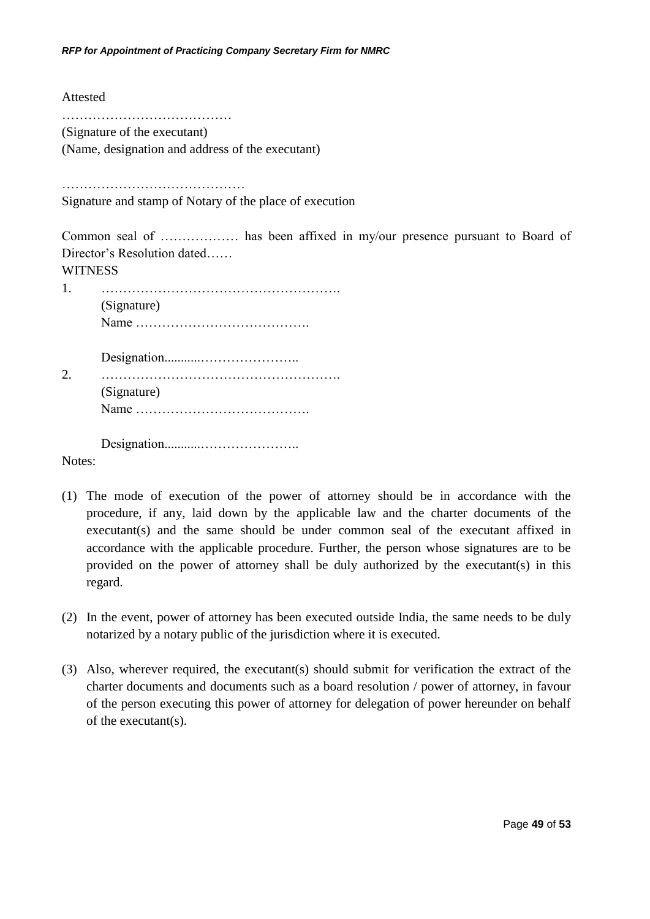Attested

…………………………………

(Signature of the executant)

(Name, designation and address of the executant)

……………………………………

Signature and stamp of Notary of the place of execution

Common seal of ……………… has been affixed in my/our presence pursuant to Board of Director's Resolution dated……

WITNESS

1. ……………………………………………….

   (Signature)

   Name ………………………………….

   Designation...........…………………..

2. ……………………………………………….

   (Signature)

   Name ………………………………….

   Designation...........…………………..

Notes:

(1) The mode of execution of the power of attorney should be in accordance with the procedure, if any, laid down by the applicable law and the charter documents of the executant(s) and the same should be under common seal of the executant affixed in accordance with the applicable procedure. Further, the person whose signatures are to be provided on the power of attorney shall be duly authorized by the executant(s) in this regard.

(2) In the event, power of attorney has been executed outside India, the same needs to be duly notarized by a notary public of the jurisdiction where it is executed.

(3) Also, wherever required, the executant(s) should submit for verification the extract of the charter documents and documents such as a board resolution / power of attorney, in favour of the person executing this power of attorney for delegation of power hereunder on behalf of the executant(s).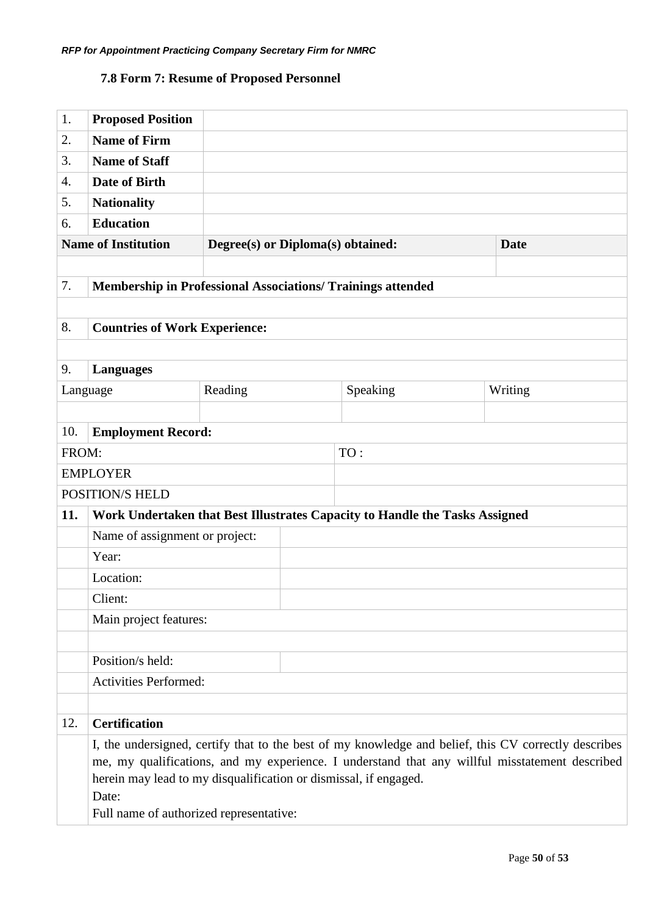### 7.8 Form 7: Resume of Proposed Personnel

| | | | | | |
|---|---|---|---|---|---|
| 1. | **Proposed Position** | | | | |
| 2. | **Name of Firm** | | | | |
| 3. | **Name of Staff** | | | | |
| 4. | **Date of Birth** | | | | |
| 5. | **Nationality** | | | | |
| 6. | **Education** | | | | |
| **Name of Institution** | | **Degree(s) or Diploma(s) obtained:** | | | **Date** |
| | | | | | |
| 7. | **Membership in Professional Associations/ Trainings attended** | | | | |
| | | | | | |
| 8. | **Countries of Work Experience:** | | | | |
| | | | | | |
| 9. | **Languages** | | | | |
| Language | | Reading | | Speaking | Writing |
| | | | | | |
| 10. | **Employment Record:** | | | | |
| FROM: | | | TO : | | |
| EMPLOYER | | | | | |
| POSITION/S HELD | | | | | |
| **11.** | **Work Undertaken that Best Illustrates Capacity to Handle the Tasks Assigned** | | | | |
| | Name of assignment or project: | | | | |
| | Year: | | | | |
| | Location: | | | | |
| | Client: | | | | |
| | Main project features: | | | | |
| | | | | | |
| | Position/s held: | | | | |
| | Activities Performed: | | | | |
| | | | | | |
| 12. | **Certification** | | | | |
| | I, the undersigned, certify that to the best of my knowledge and belief, this CV correctly describes me, my qualifications, and my experience. I understand that any willful misstatement described herein may lead to my disqualification or dismissal, if engaged.<br>Date:<br>Full name of authorized representative: | | | | |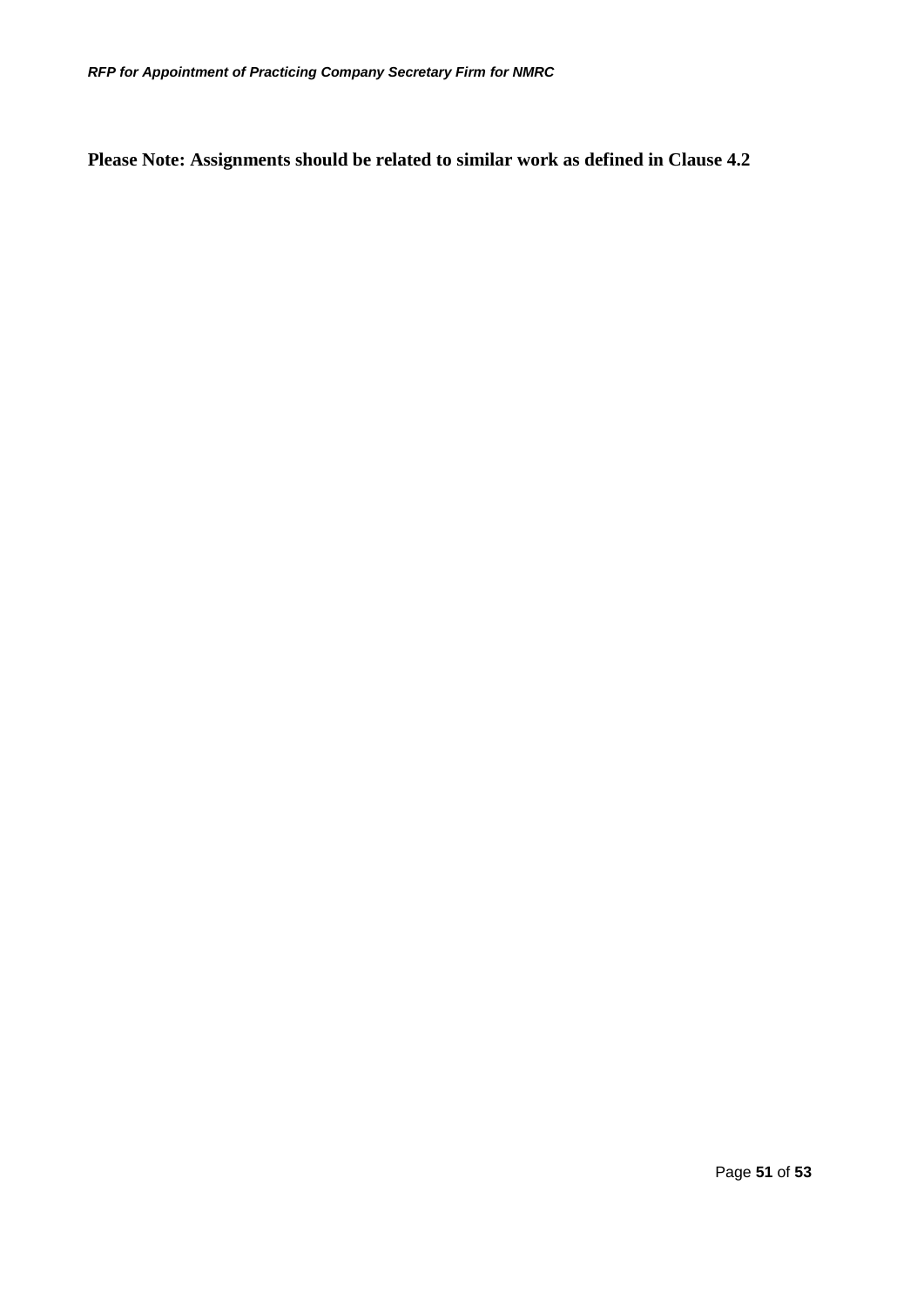**Please Note: Assignments should be related to similar work as defined in Clause 4.2**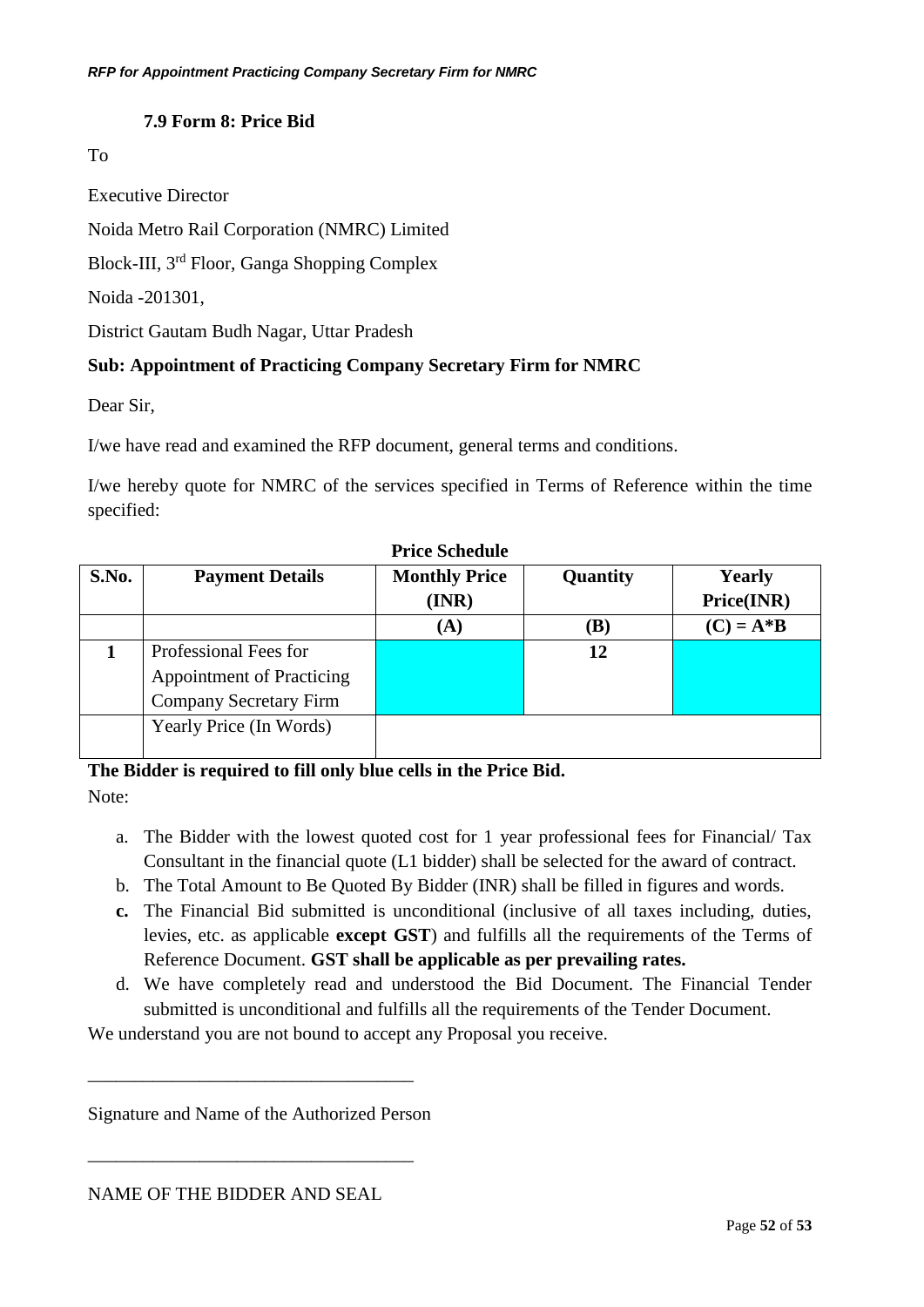### 7.9 Form 8: Price Bid

To

Executive Director

Noida Metro Rail Corporation (NMRC) Limited

Block-III, 3rd Floor, Ganga Shopping Complex

Noida -201301,

District Gautam Budh Nagar, Uttar Pradesh

**Sub: Appointment of Practicing Company Secretary Firm for NMRC**

Dear Sir,

I/we have read and examined the RFP document, general terms and conditions.

I/we hereby quote for NMRC of the services specified in Terms of Reference within the time specified:

**Price Schedule**

| S.No. | Payment Details | Monthly Price (INR) | Quantity | Yearly Price(INR) |
|---|---|---|---|---|
| | | (A) | (B) | (C) = A*B |
| 1 | Professional Fees for Appointment of Practicing Company Secretary Firm | | 12 | |
| | Yearly Price (In Words) | | | |

**The Bidder is required to fill only blue cells in the Price Bid.**

Note:

a. The Bidder with the lowest quoted cost for 1 year professional fees for Financial/ Tax Consultant in the financial quote (L1 bidder) shall be selected for the award of contract.

b. The Total Amount to Be Quoted By Bidder (INR) shall be filled in figures and words.

**c.** The Financial Bid submitted is unconditional (inclusive of all taxes including, duties, levies, etc. as applicable **except GST**) and fulfills all the requirements of the Terms of Reference Document. **GST shall be applicable as per prevailing rates.**

d. We have completely read and understood the Bid Document. The Financial Tender submitted is unconditional and fulfills all the requirements of the Tender Document.

We understand you are not bound to accept any Proposal you receive.

___________________________________

Signature and Name of the Authorized Person

___________________________________

NAME OF THE BIDDER AND SEAL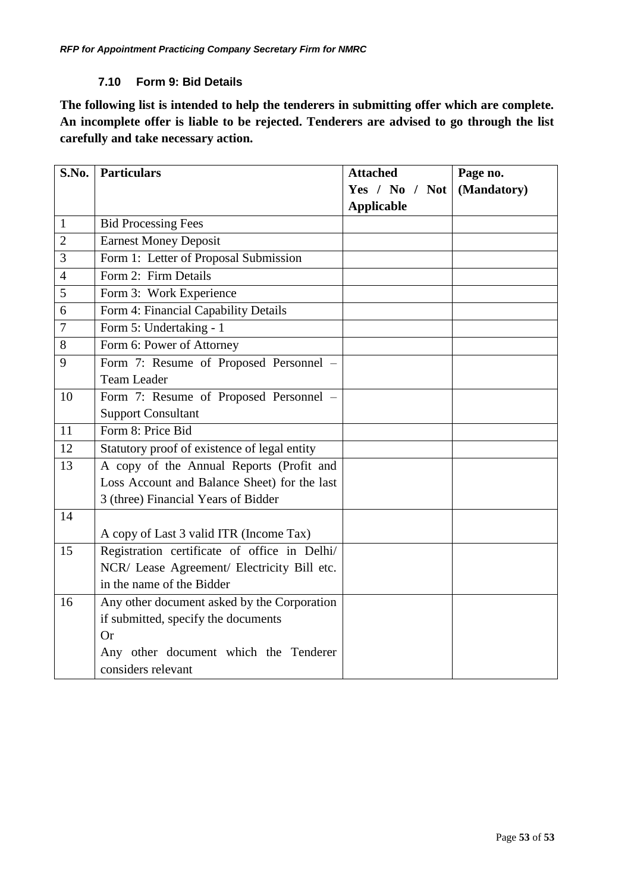### 7.10 Form 9: Bid Details

**The following list is intended to help the tenderers in submitting offer which are complete. An incomplete offer is liable to be rejected. Tenderers are advised to go through the list carefully and take necessary action.**

| S.No. | Particulars | Attached Yes / No / Not Applicable | Page no. (Mandatory) |
|---|---|---|---|
| 1 | Bid Processing Fees | | |
| 2 | Earnest Money Deposit | | |
| 3 | Form 1: Letter of Proposal Submission | | |
| 4 | Form 2: Firm Details | | |
| 5 | Form 3: Work Experience | | |
| 6 | Form 4: Financial Capability Details | | |
| 7 | Form 5: Undertaking - 1 | | |
| 8 | Form 6: Power of Attorney | | |
| 9 | Form 7: Resume of Proposed Personnel – Team Leader | | |
| 10 | Form 7: Resume of Proposed Personnel – Support Consultant | | |
| 11 | Form 8: Price Bid | | |
| 12 | Statutory proof of existence of legal entity | | |
| 13 | A copy of the Annual Reports (Profit and Loss Account and Balance Sheet) for the last 3 (three) Financial Years of Bidder | | |
| 14 | A copy of Last 3 valid ITR (Income Tax) | | |
| 15 | Registration certificate of office in Delhi/ NCR/ Lease Agreement/ Electricity Bill etc. in the name of the Bidder | | |
| 16 | Any other document asked by the Corporation if submitted, specify the documents<br>Or<br>Any other document which the Tenderer considers relevant | | |